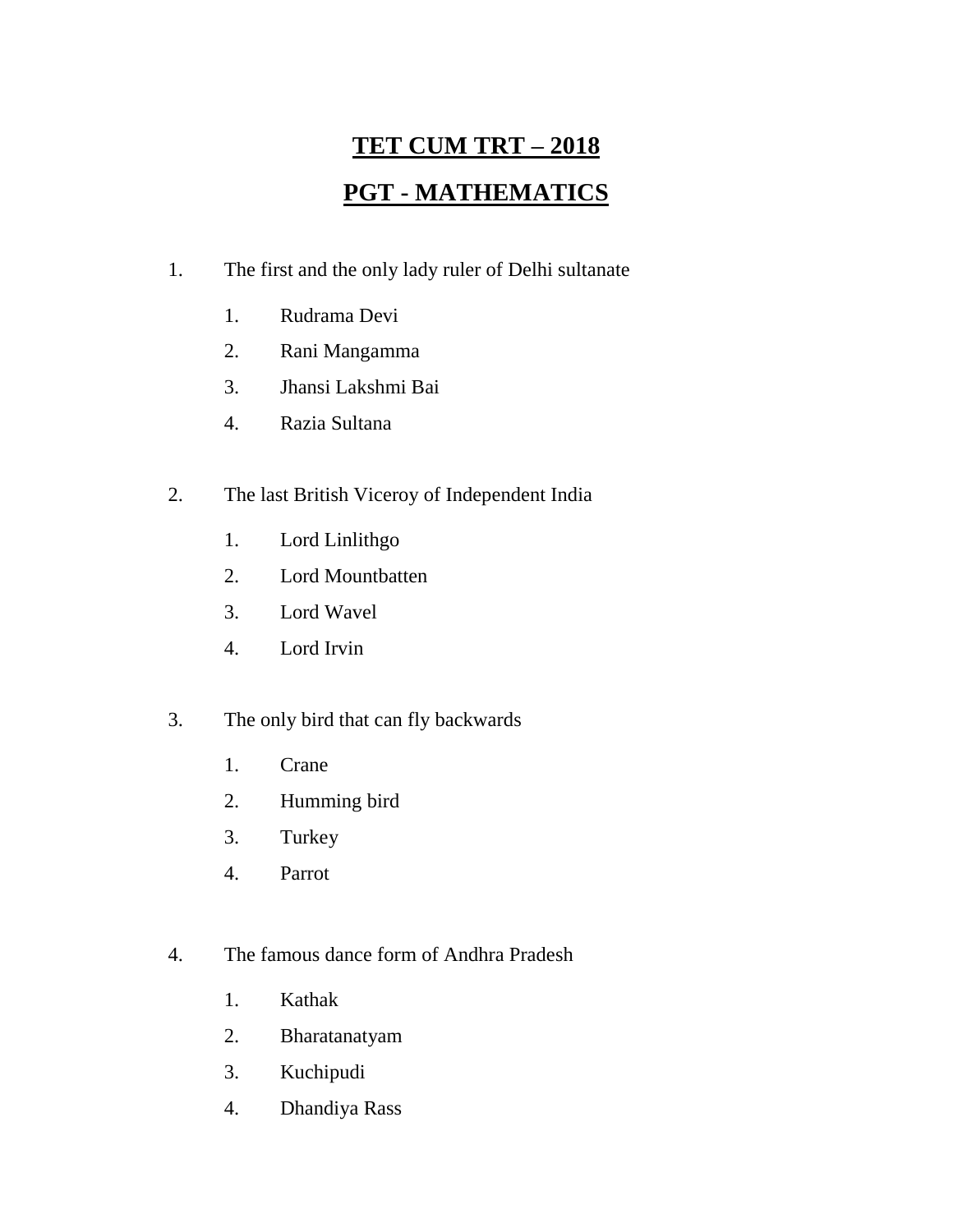# TET CUM TRT – 2018

## PGT - MATHEMATICS

1. The first and the only lady ruler of Delhi sultanate
   1. Rudrama Devi
   2. Rani Mangamma
   3. Jhansi Lakshmi Bai
   4. Razia Sultana

2. The last British Viceroy of Independent India
   1. Lord Linlithgo
   2. Lord Mountbatten
   3. Lord Wavel
   4. Lord Irvin

3. The only bird that can fly backwards
   1. Crane
   2. Humming bird
   3. Turkey
   4. Parrot

4. The famous dance form of Andhra Pradesh
   1. Kathak
   2. Bharatanatyam
   3. Kuchipudi
   4. Dhandiya Rass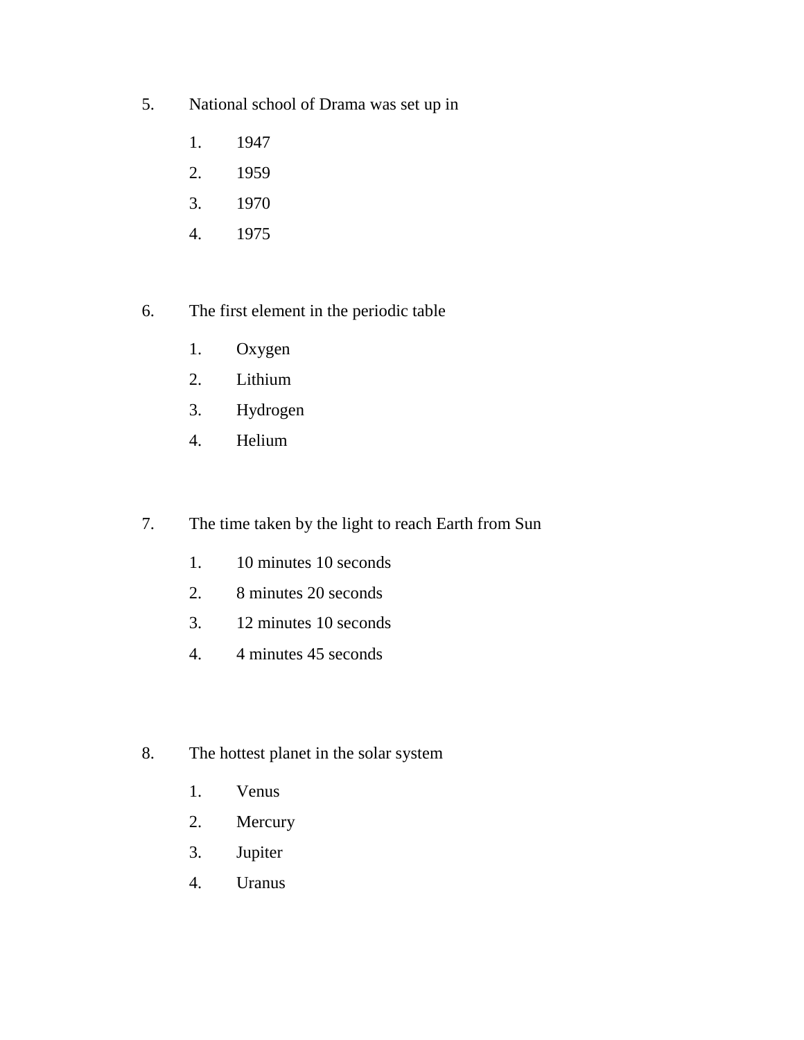5. National school of Drama was set up in

   1. 1947
   2. 1959
   3. 1970
   4. 1975

6. The first element in the periodic table

   1. Oxygen
   2. Lithium
   3. Hydrogen
   4. Helium

7. The time taken by the light to reach Earth from Sun

   1. 10 minutes 10 seconds
   2. 8 minutes 20 seconds
   3. 12 minutes 10 seconds
   4. 4 minutes 45 seconds

8. The hottest planet in the solar system

   1. Venus
   2. Mercury
   3. Jupiter
   4. Uranus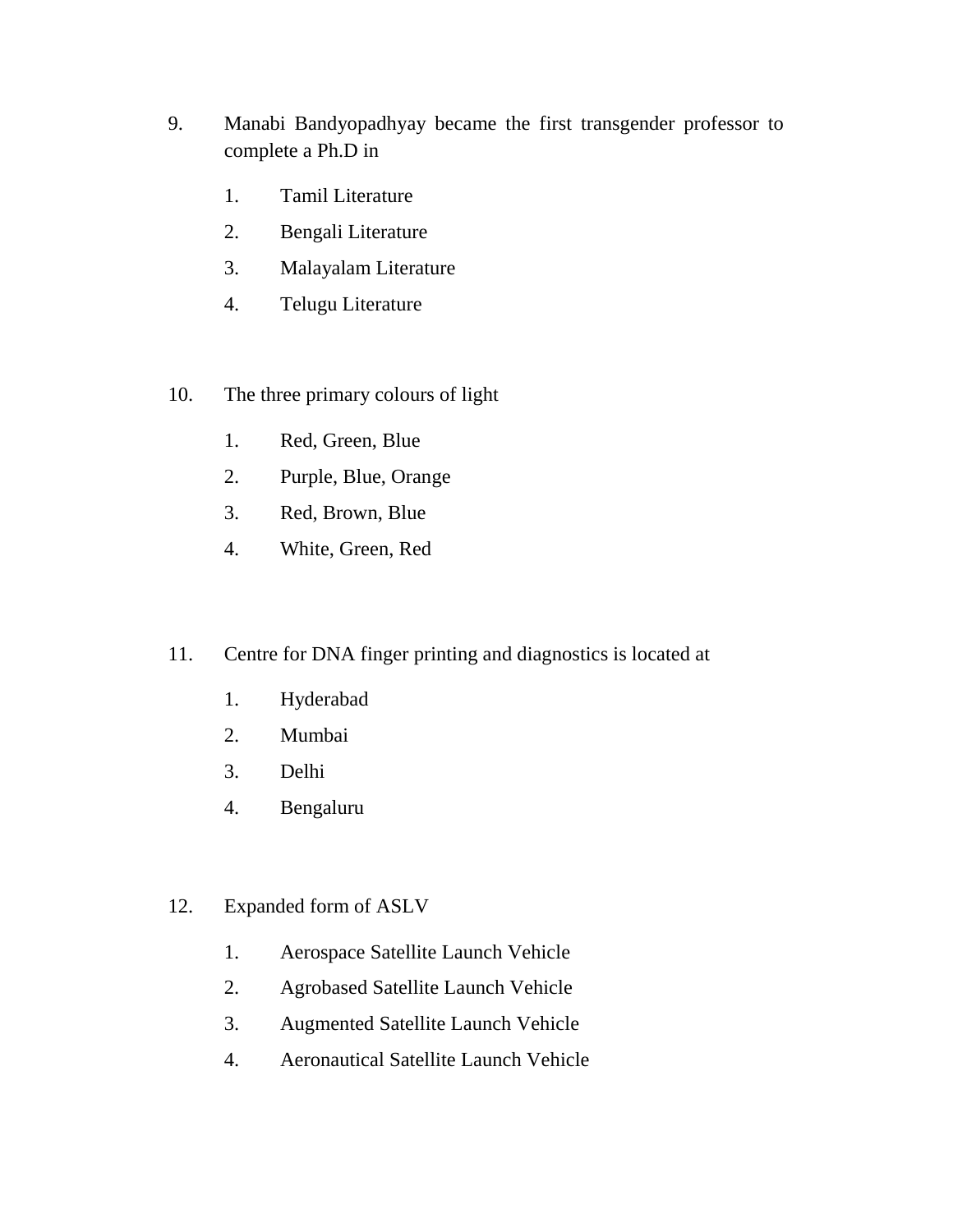9. Manabi Bandyopadhyay became the first transgender professor to complete a Ph.D in

    1. Tamil Literature
    2. Bengali Literature
    3. Malayalam Literature
    4. Telugu Literature

10. The three primary colours of light

    1. Red, Green, Blue
    2. Purple, Blue, Orange
    3. Red, Brown, Blue
    4. White, Green, Red

11. Centre for DNA finger printing and diagnostics is located at

    1. Hyderabad
    2. Mumbai
    3. Delhi
    4. Bengaluru

12. Expanded form of ASLV

    1. Aerospace Satellite Launch Vehicle
    2. Agrobased Satellite Launch Vehicle
    3. Augmented Satellite Launch Vehicle
    4. Aeronautical Satellite Launch Vehicle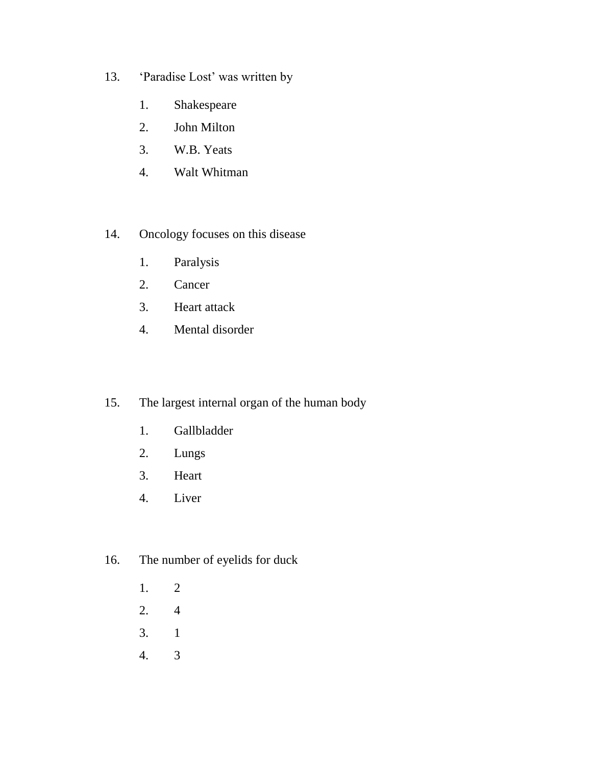13. 'Paradise Lost' was written by

    1. Shakespeare
    2. John Milton
    3. W.B. Yeats
    4. Walt Whitman

14. Oncology focuses on this disease

    1. Paralysis
    2. Cancer
    3. Heart attack
    4. Mental disorder

15. The largest internal organ of the human body

    1. Gallbladder
    2. Lungs
    3. Heart
    4. Liver

16. The number of eyelids for duck

    1. 2
    2. 4
    3. 1
    4. 3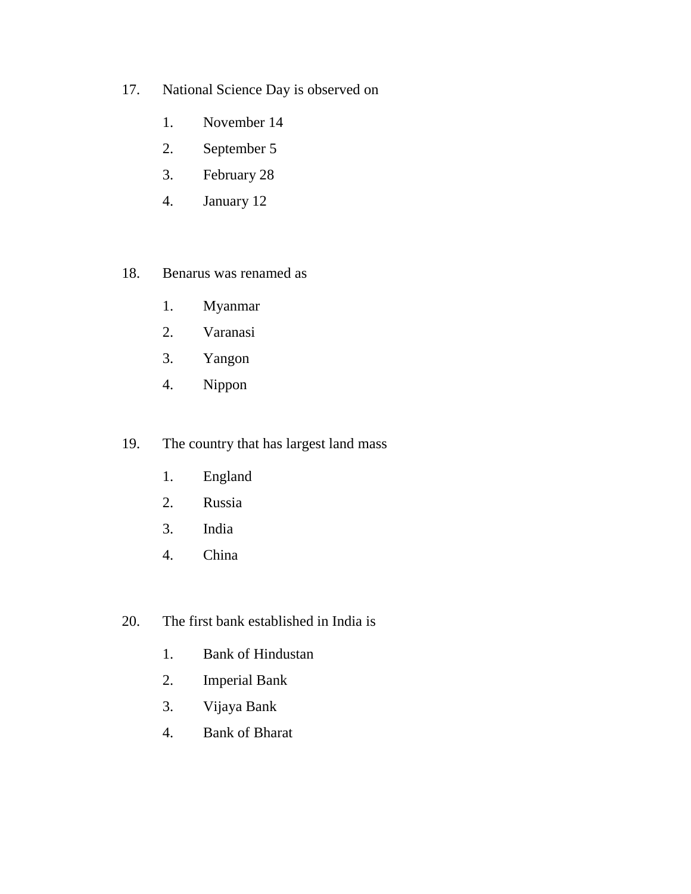17. National Science Day is observed on

    1. November 14
    2. September 5
    3. February 28
    4. January 12

18. Benarus was renamed as

    1. Myanmar
    2. Varanasi
    3. Yangon
    4. Nippon

19. The country that has largest land mass

    1. England
    2. Russia
    3. India
    4. China

20. The first bank established in India is

    1. Bank of Hindustan
    2. Imperial Bank
    3. Vijaya Bank
    4. Bank of Bharat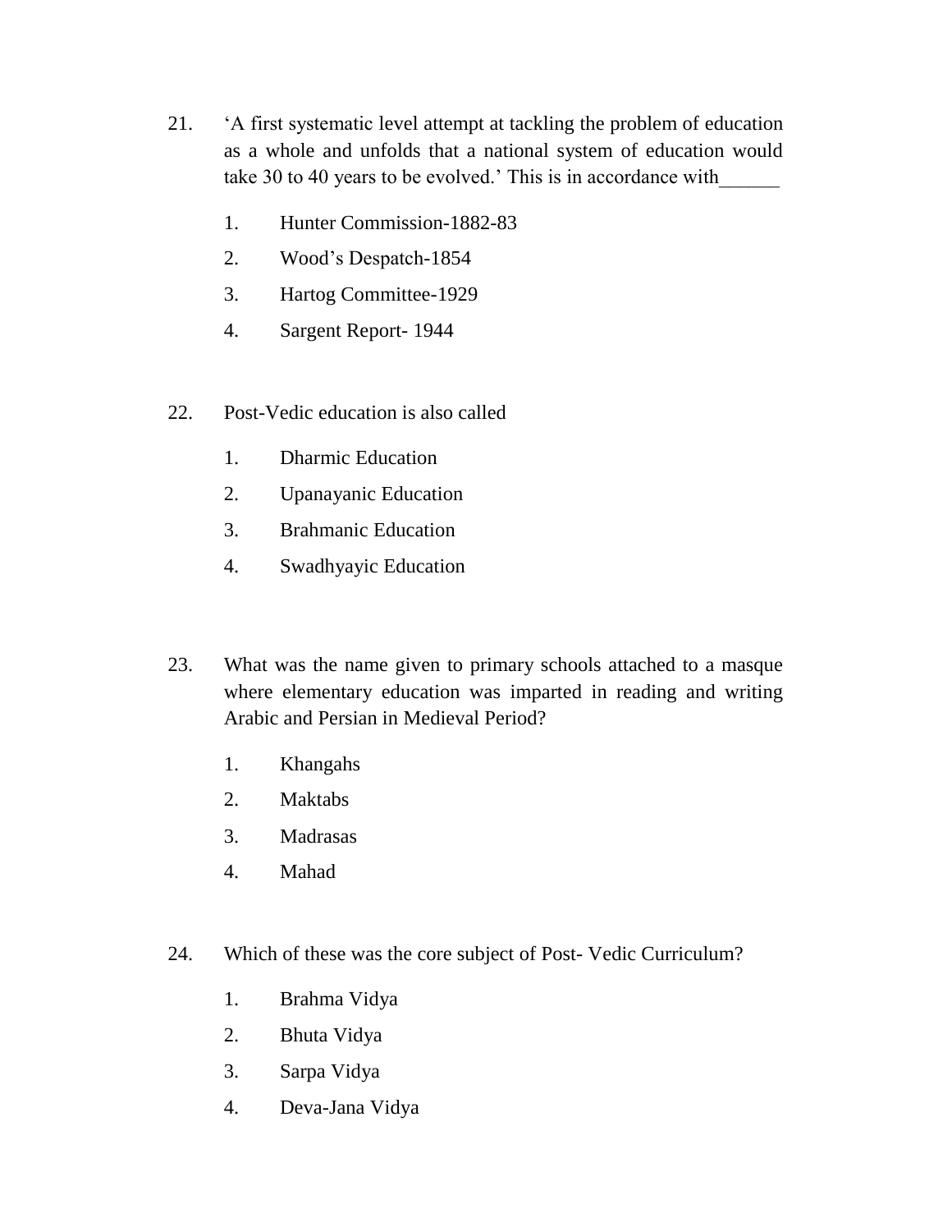21. ‘A first systematic level attempt at tackling the problem of education as a whole and unfolds that a national system of education would take 30 to 40 years to be evolved.’ This is in accordance with______

    1. Hunter Commission-1882-83
    2. Wood’s Despatch-1854
    3. Hartog Committee-1929
    4. Sargent Report- 1944

22. Post-Vedic education is also called

    1. Dharmic Education
    2. Upanayanic Education
    3. Brahmanic Education
    4. Swadhyayic Education

23. What was the name given to primary schools attached to a masque where elementary education was imparted in reading and writing Arabic and Persian in Medieval Period?

    1. Khangahs
    2. Maktabs
    3. Madrasas
    4. Mahad

24. Which of these was the core subject of Post- Vedic Curriculum?

    1. Brahma Vidya
    2. Bhuta Vidya
    3. Sarpa Vidya
    4. Deva-Jana Vidya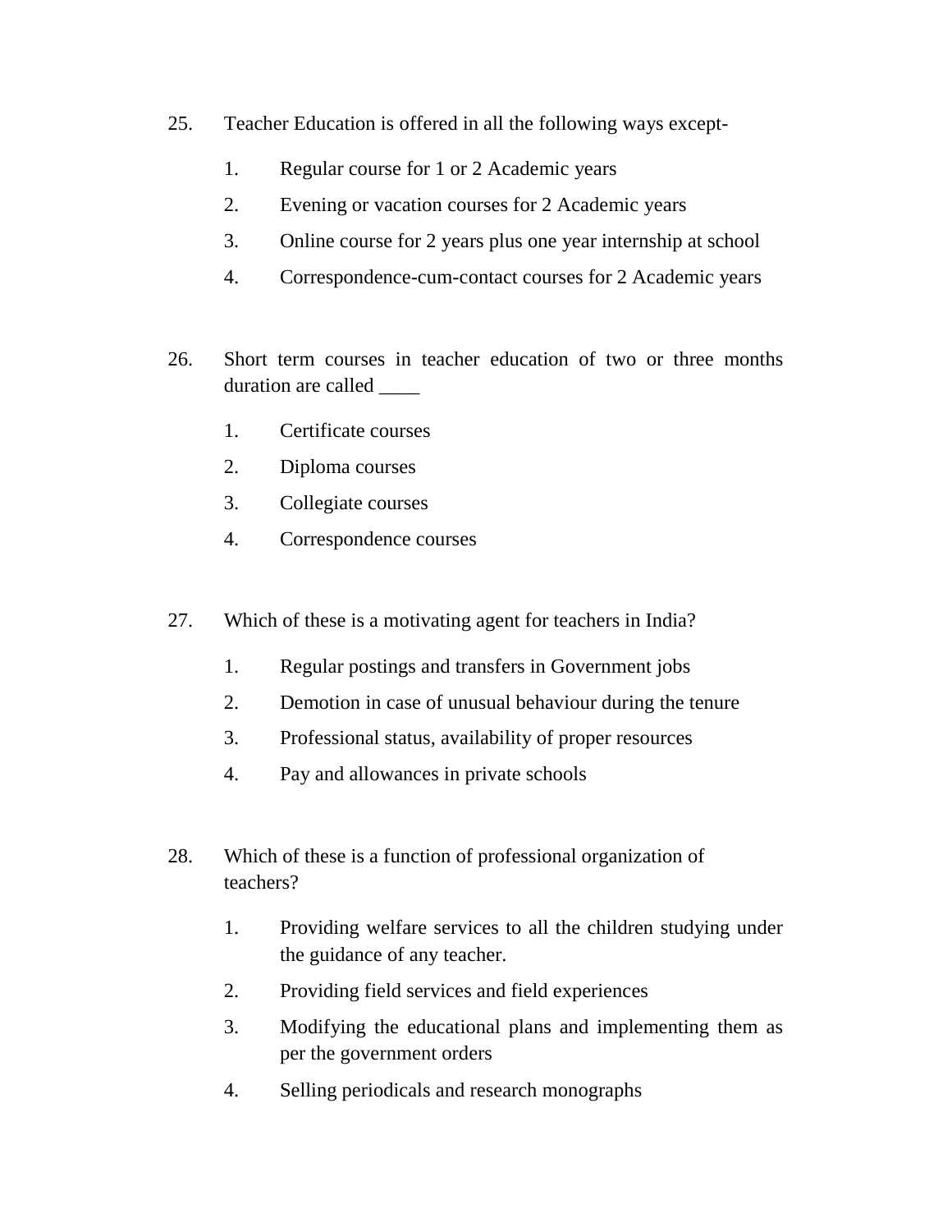25. Teacher Education is offered in all the following ways except-

    1. Regular course for 1 or 2 Academic years
    2. Evening or vacation courses for 2 Academic years
    3. Online course for 2 years plus one year internship at school
    4. Correspondence-cum-contact courses for 2 Academic years

26. Short term courses in teacher education of two or three months duration are called ____

    1. Certificate courses
    2. Diploma courses
    3. Collegiate courses
    4. Correspondence courses

27. Which of these is a motivating agent for teachers in India?

    1. Regular postings and transfers in Government jobs
    2. Demotion in case of unusual behaviour during the tenure
    3. Professional status, availability of proper resources
    4. Pay and allowances in private schools

28. Which of these is a function of professional organization of teachers?

    1. Providing welfare services to all the children studying under the guidance of any teacher.
    2. Providing field services and field experiences
    3. Modifying the educational plans and implementing them as per the government orders
    4. Selling periodicals and research monographs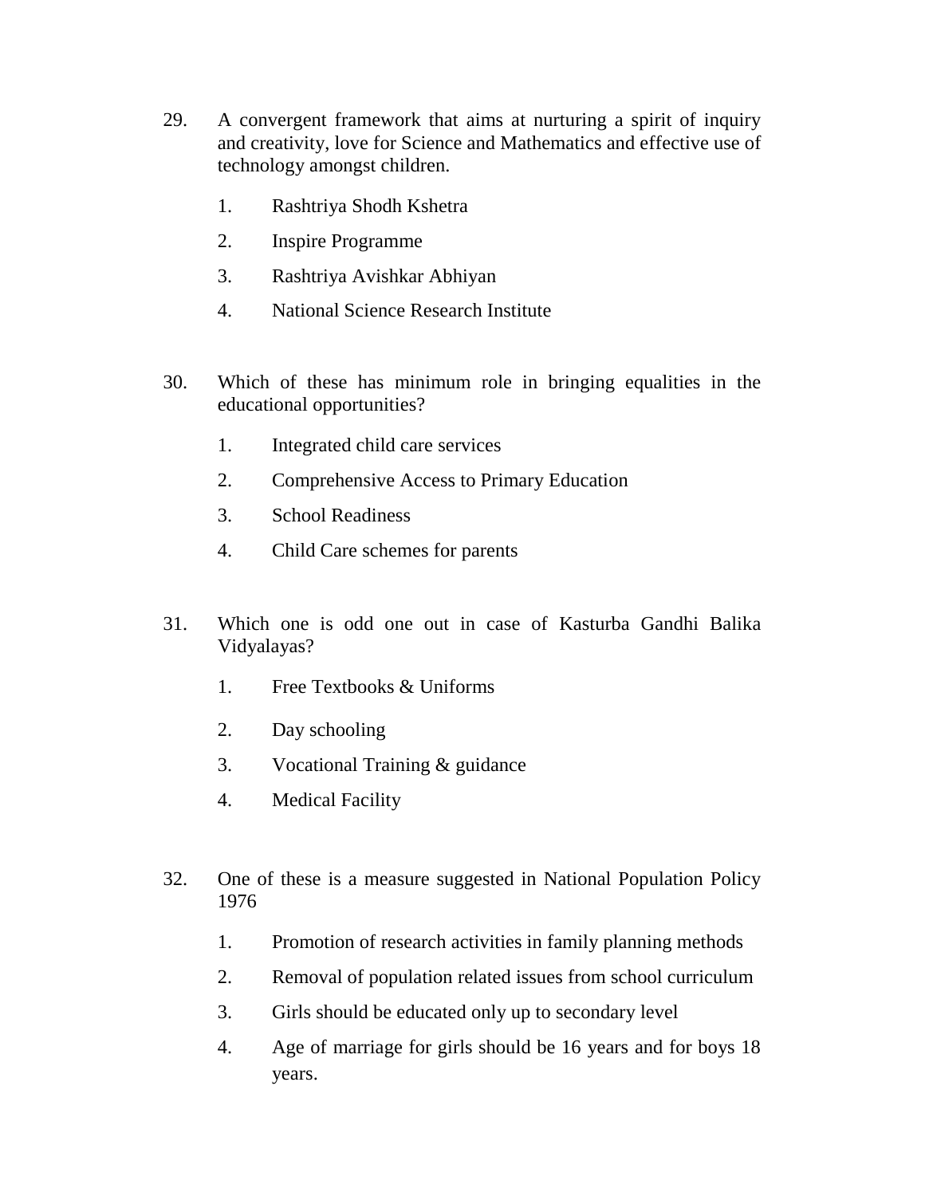29. A convergent framework that aims at nurturing a spirit of inquiry and creativity, love for Science and Mathematics and effective use of technology amongst children.

    1. Rashtriya Shodh Kshetra
    2. Inspire Programme
    3. Rashtriya Avishkar Abhiyan
    4. National Science Research Institute

30. Which of these has minimum role in bringing equalities in the educational opportunities?

    1. Integrated child care services
    2. Comprehensive Access to Primary Education
    3. School Readiness
    4. Child Care schemes for parents

31. Which one is odd one out in case of Kasturba Gandhi Balika Vidyalayas?

    1. Free Textbooks & Uniforms
    2. Day schooling
    3. Vocational Training & guidance
    4. Medical Facility

32. One of these is a measure suggested in National Population Policy 1976

    1. Promotion of research activities in family planning methods
    2. Removal of population related issues from school curriculum
    3. Girls should be educated only up to secondary level
    4. Age of marriage for girls should be 16 years and for boys 18 years.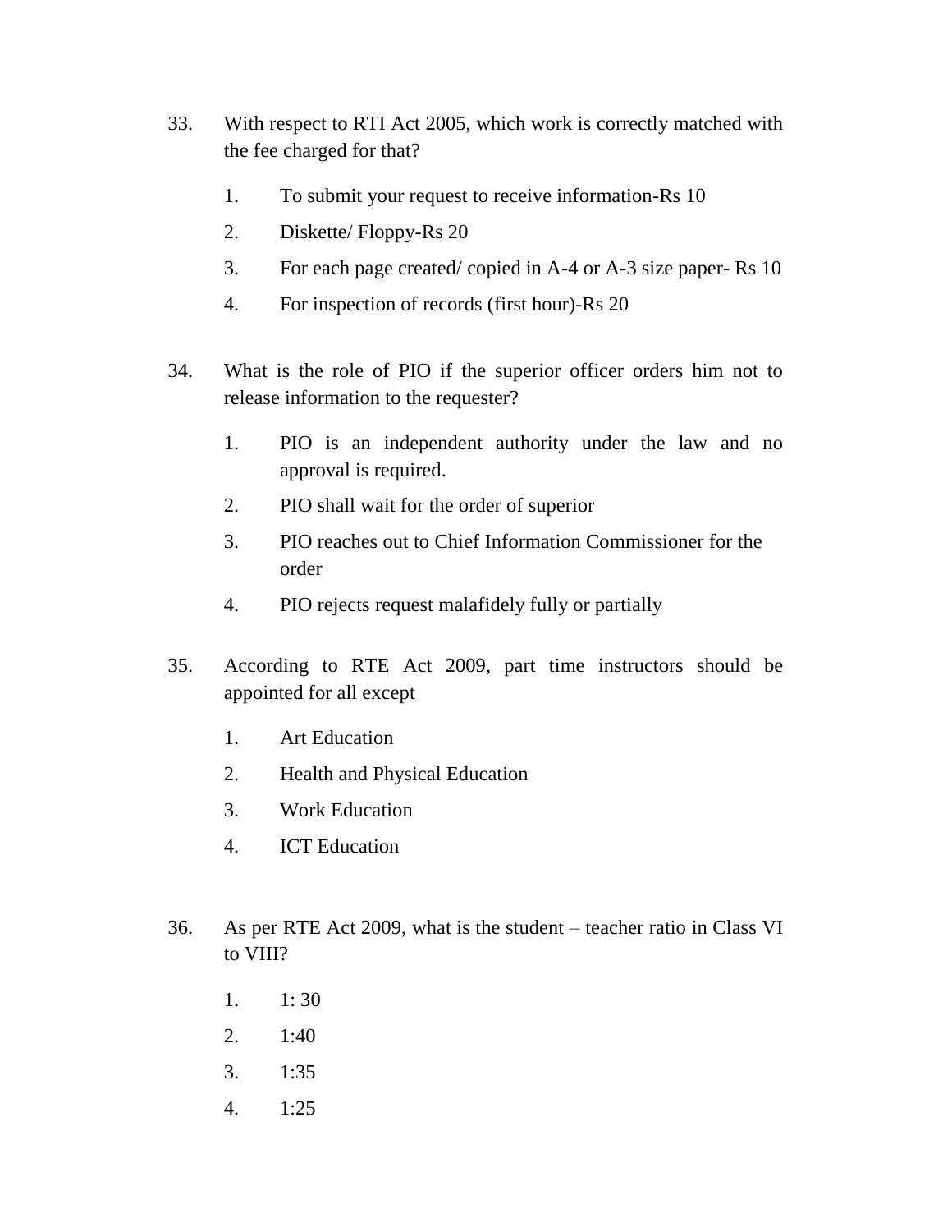33. With respect to RTI Act 2005, which work is correctly matched with the fee charged for that?

    1. To submit your request to receive information-Rs 10
    2. Diskette/ Floppy-Rs 20
    3. For each page created/ copied in A-4 or A-3 size paper- Rs 10
    4. For inspection of records (first hour)-Rs 20

34. What is the role of PIO if the superior officer orders him not to release information to the requester?

    1. PIO is an independent authority under the law and no approval is required.
    2. PIO shall wait for the order of superior
    3. PIO reaches out to Chief Information Commissioner for the order
    4. PIO rejects request malafidely fully or partially

35. According to RTE Act 2009, part time instructors should be appointed for all except

    1. Art Education
    2. Health and Physical Education
    3. Work Education
    4. ICT Education

36. As per RTE Act 2009, what is the student – teacher ratio in Class VI to VIII?

    1. 1: 30
    2. 1:40
    3. 1:35
    4. 1:25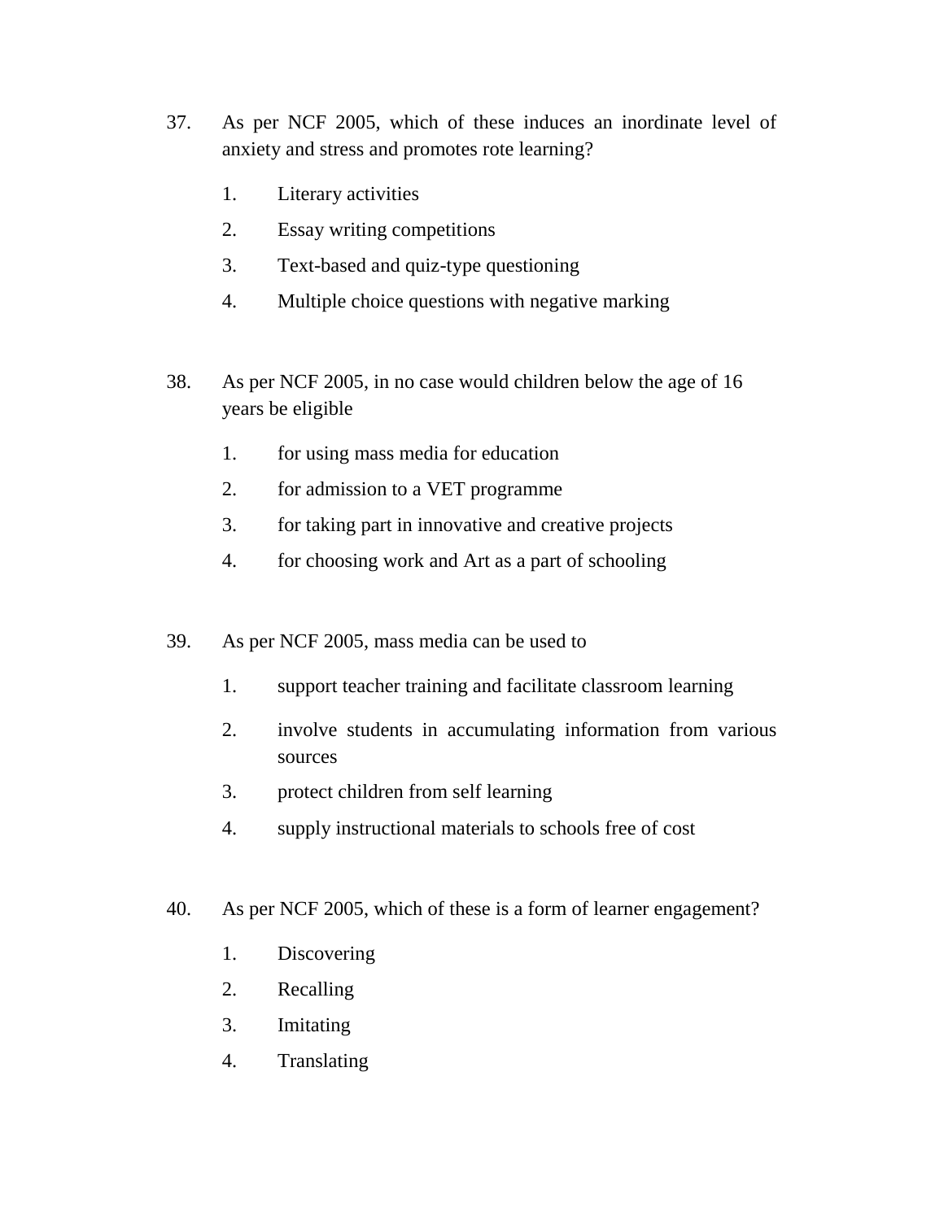37. As per NCF 2005, which of these induces an inordinate level of anxiety and stress and promotes rote learning?

    1. Literary activities
    2. Essay writing competitions
    3. Text-based and quiz-type questioning
    4. Multiple choice questions with negative marking

38. As per NCF 2005, in no case would children below the age of 16 years be eligible

    1. for using mass media for education
    2. for admission to a VET programme
    3. for taking part in innovative and creative projects
    4. for choosing work and Art as a part of schooling

39. As per NCF 2005, mass media can be used to

    1. support teacher training and facilitate classroom learning
    2. involve students in accumulating information from various sources
    3. protect children from self learning
    4. supply instructional materials to schools free of cost

40. As per NCF 2005, which of these is a form of learner engagement?

    1. Discovering
    2. Recalling
    3. Imitating
    4. Translating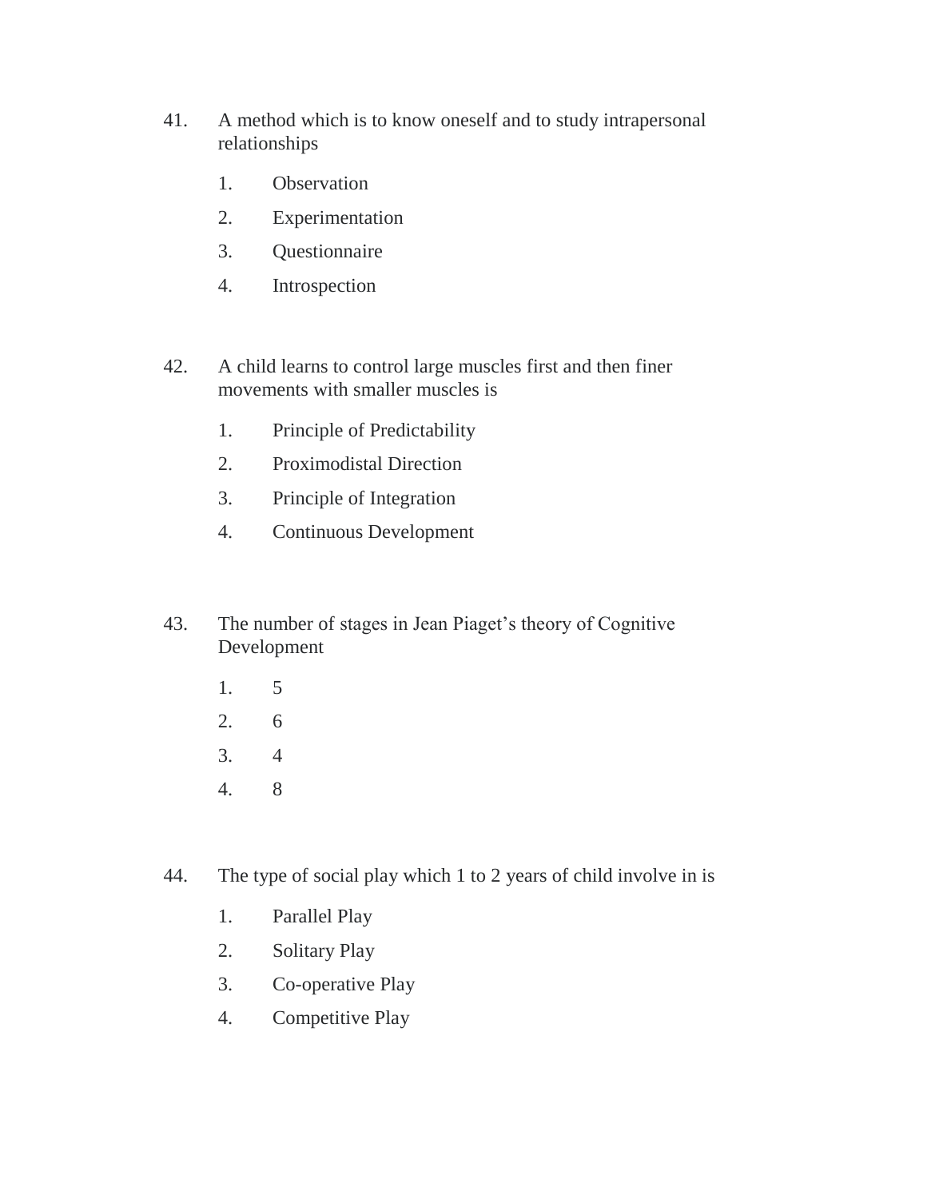41. A method which is to know oneself and to study intrapersonal relationships

    1. Observation
    2. Experimentation
    3. Questionnaire
    4. Introspection

42. A child learns to control large muscles first and then finer movements with smaller muscles is

    1. Principle of Predictability
    2. Proximodistal Direction
    3. Principle of Integration
    4. Continuous Development

43. The number of stages in Jean Piaget's theory of Cognitive Development

    1. 5
    2. 6
    3. 4
    4. 8

44. The type of social play which 1 to 2 years of child involve in is

    1. Parallel Play
    2. Solitary Play
    3. Co-operative Play
    4. Competitive Play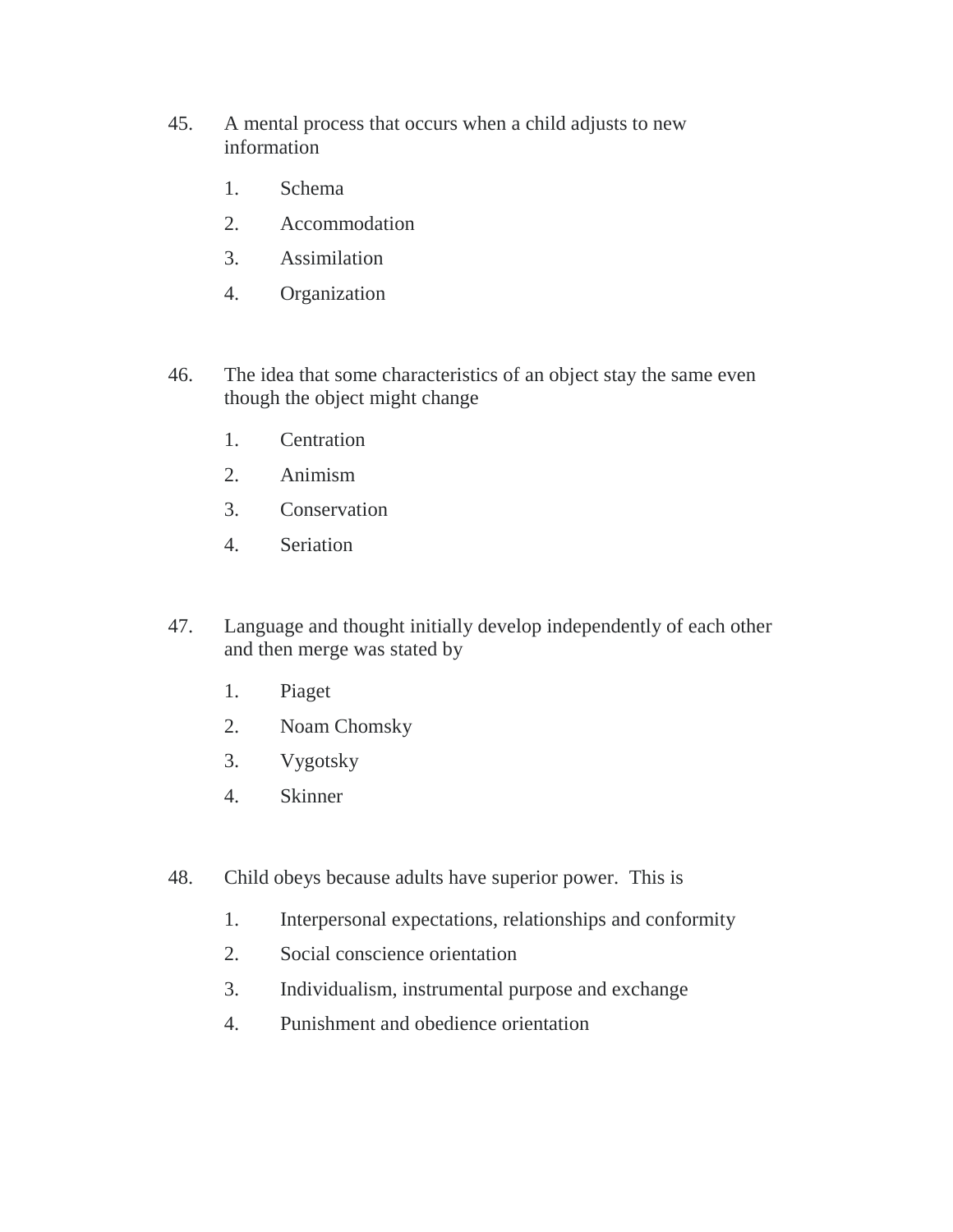45. A mental process that occurs when a child adjusts to new information

    1. Schema
    2. Accommodation
    3. Assimilation
    4. Organization

46. The idea that some characteristics of an object stay the same even though the object might change

    1. Centration
    2. Animism
    3. Conservation
    4. Seriation

47. Language and thought initially develop independently of each other and then merge was stated by

    1. Piaget
    2. Noam Chomsky
    3. Vygotsky
    4. Skinner

48. Child obeys because adults have superior power. This is

    1. Interpersonal expectations, relationships and conformity
    2. Social conscience orientation
    3. Individualism, instrumental purpose and exchange
    4. Punishment and obedience orientation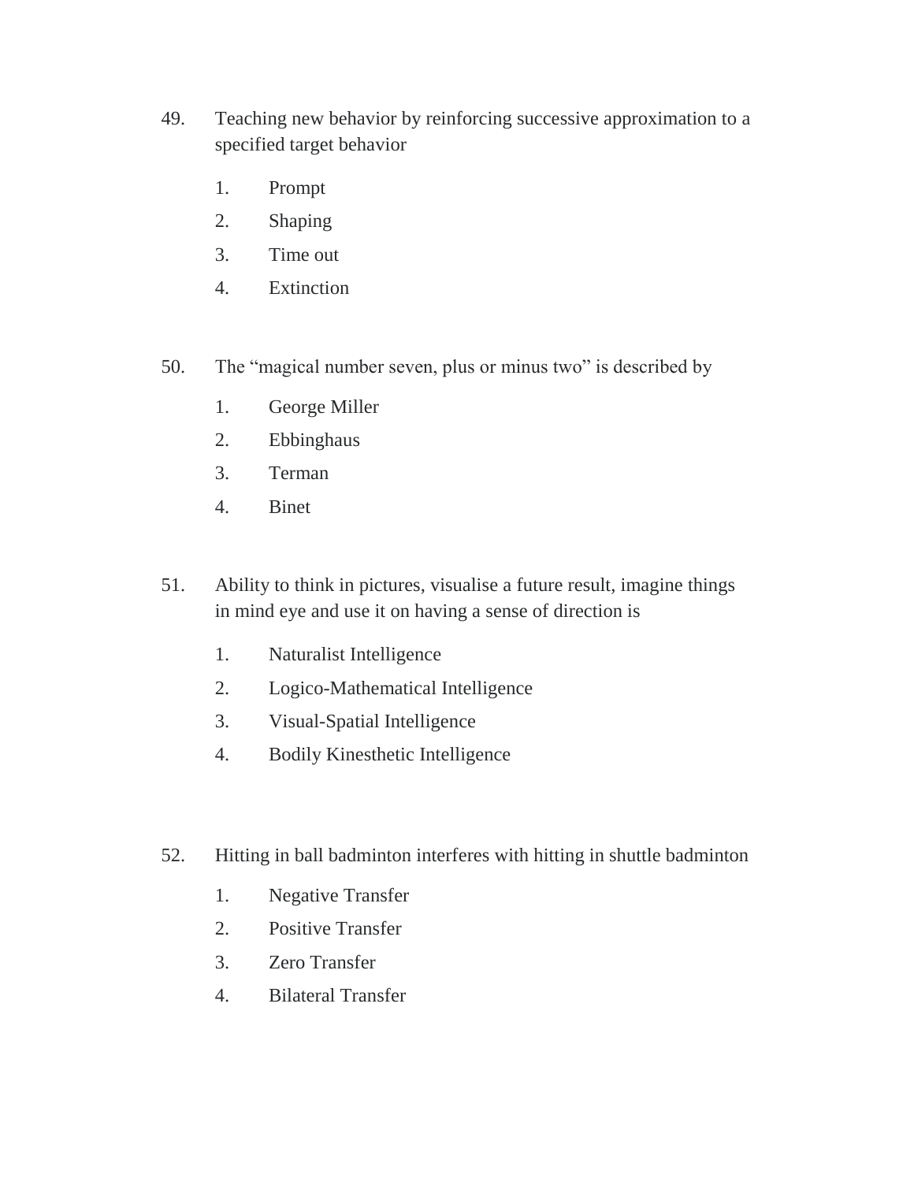49. Teaching new behavior by reinforcing successive approximation to a specified target behavior

    1. Prompt
    2. Shaping
    3. Time out
    4. Extinction

50. The “magical number seven, plus or minus two” is described by

    1. George Miller
    2. Ebbinghaus
    3. Terman
    4. Binet

51. Ability to think in pictures, visualise a future result, imagine things in mind eye and use it on having a sense of direction is

    1. Naturalist Intelligence
    2. Logico-Mathematical Intelligence
    3. Visual-Spatial Intelligence
    4. Bodily Kinesthetic Intelligence

52. Hitting in ball badminton interferes with hitting in shuttle badminton

    1. Negative Transfer
    2. Positive Transfer
    3. Zero Transfer
    4. Bilateral Transfer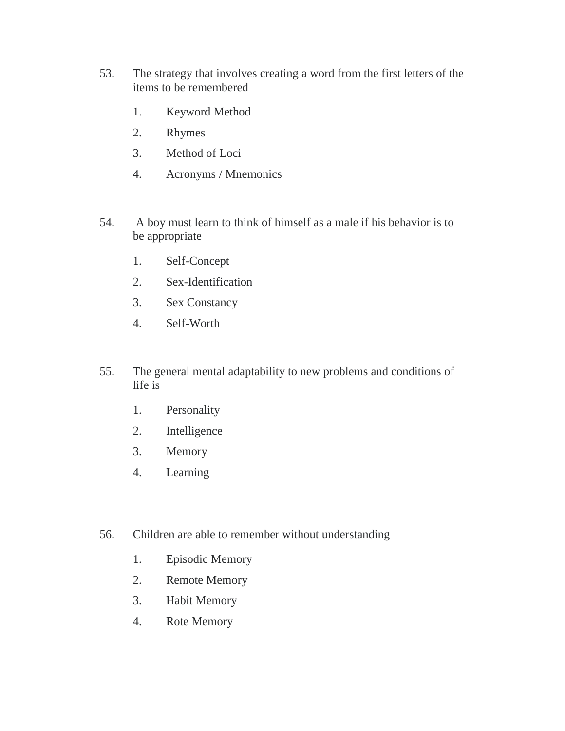53. The strategy that involves creating a word from the first letters of the items to be remembered

    1. Keyword Method
    2. Rhymes
    3. Method of Loci
    4. Acronyms / Mnemonics

54. A boy must learn to think of himself as a male if his behavior is to be appropriate

    1. Self-Concept
    2. Sex-Identification
    3. Sex Constancy
    4. Self-Worth

55. The general mental adaptability to new problems and conditions of life is

    1. Personality
    2. Intelligence
    3. Memory
    4. Learning

56. Children are able to remember without understanding

    1. Episodic Memory
    2. Remote Memory
    3. Habit Memory
    4. Rote Memory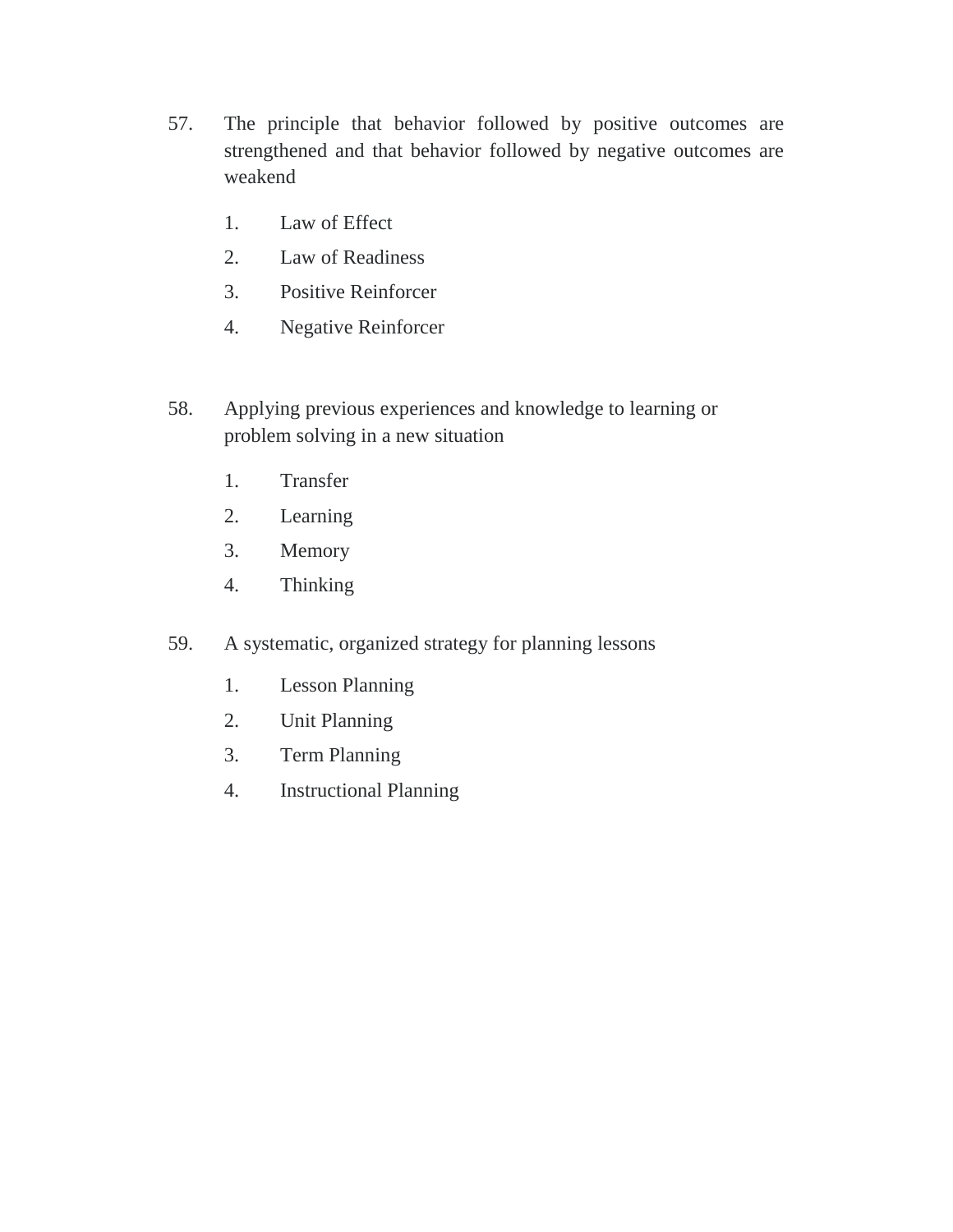57. The principle that behavior followed by positive outcomes are strengthened and that behavior followed by negative outcomes are weakend

    1. Law of Effect
    2. Law of Readiness
    3. Positive Reinforcer
    4. Negative Reinforcer

58. Applying previous experiences and knowledge to learning or problem solving in a new situation

    1. Transfer
    2. Learning
    3. Memory
    4. Thinking

59. A systematic, organized strategy for planning lessons

    1. Lesson Planning
    2. Unit Planning
    3. Term Planning
    4. Instructional Planning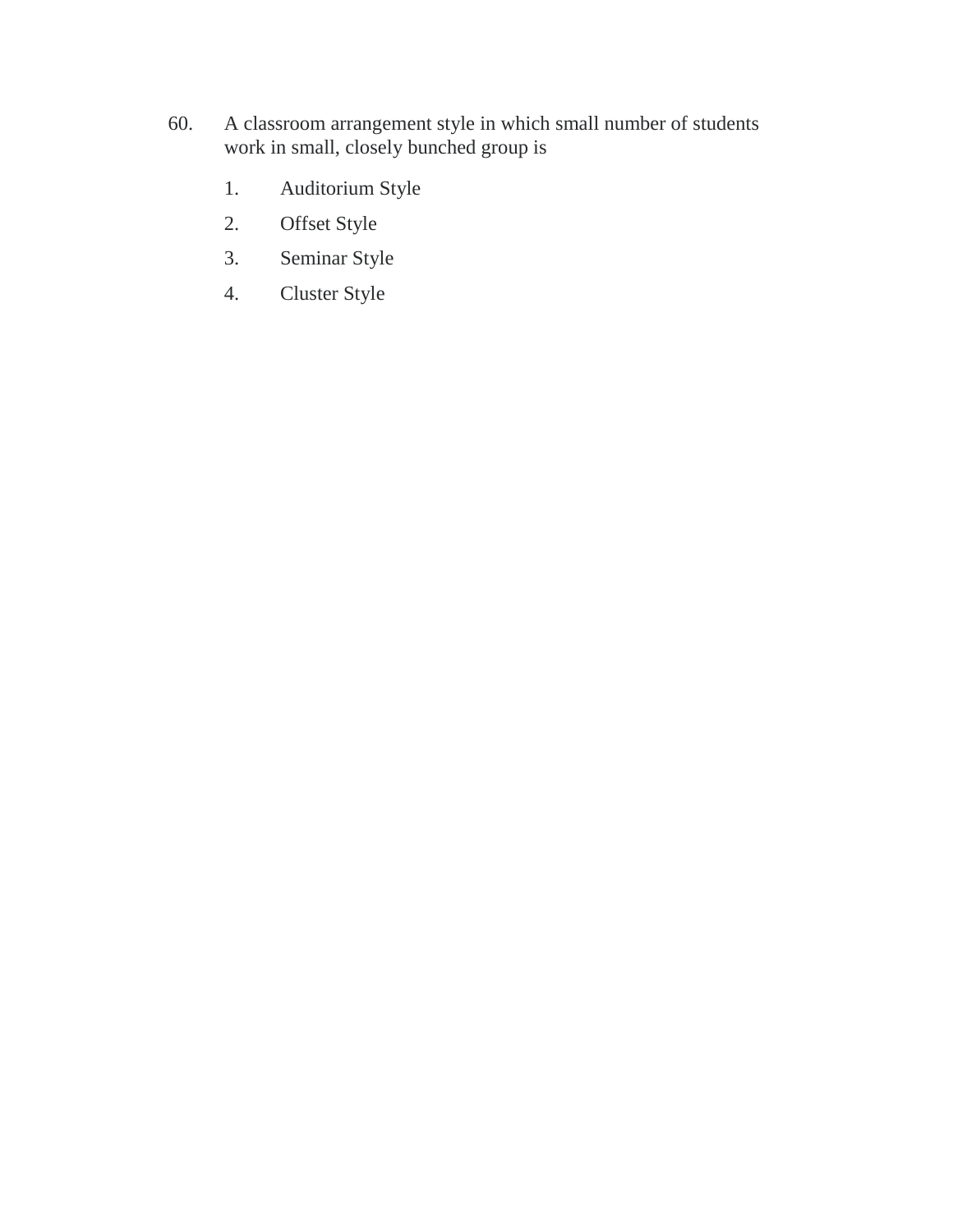60. A classroom arrangement style in which small number of students work in small, closely bunched group is

    1. Auditorium Style
    2. Offset Style
    3. Seminar Style
    4. Cluster Style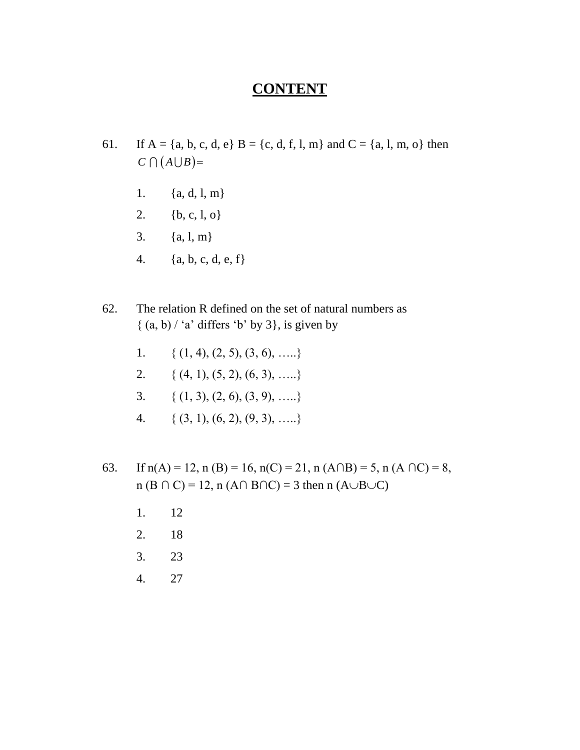# CONTENT

61. If A = {a, b, c, d, e} B = {c, d, f, l, m} and C = {a, l, m, o} then $C \cap (A \cup B) =$

    1. {a, d, l, m}
    2. {b, c, l, o}
    3. {a, l, m}
    4. {a, b, c, d, e, f}

62. The relation R defined on the set of natural numbers as { (a, b) / 'a' differs 'b' by 3}, is given by

    1. { (1, 4), (2, 5), (3, 6), …..}
    2. { (4, 1), (5, 2), (6, 3), …..}
    3. { (1, 3), (2, 6), (3, 9), …..}
    4. { (3, 1), (6, 2), (9, 3), …..}

63. If n(A) = 12, n (B) = 16, n(C) = 21, $n(A \cap B) = 5$, $n(A \cap C) = 8$, $n(B \cap C) = 12$, $n(A \cap B \cap C) = 3$ then $n(A \cup B \cup C)$

    1. 12
    2. 18
    3. 23
    4. 27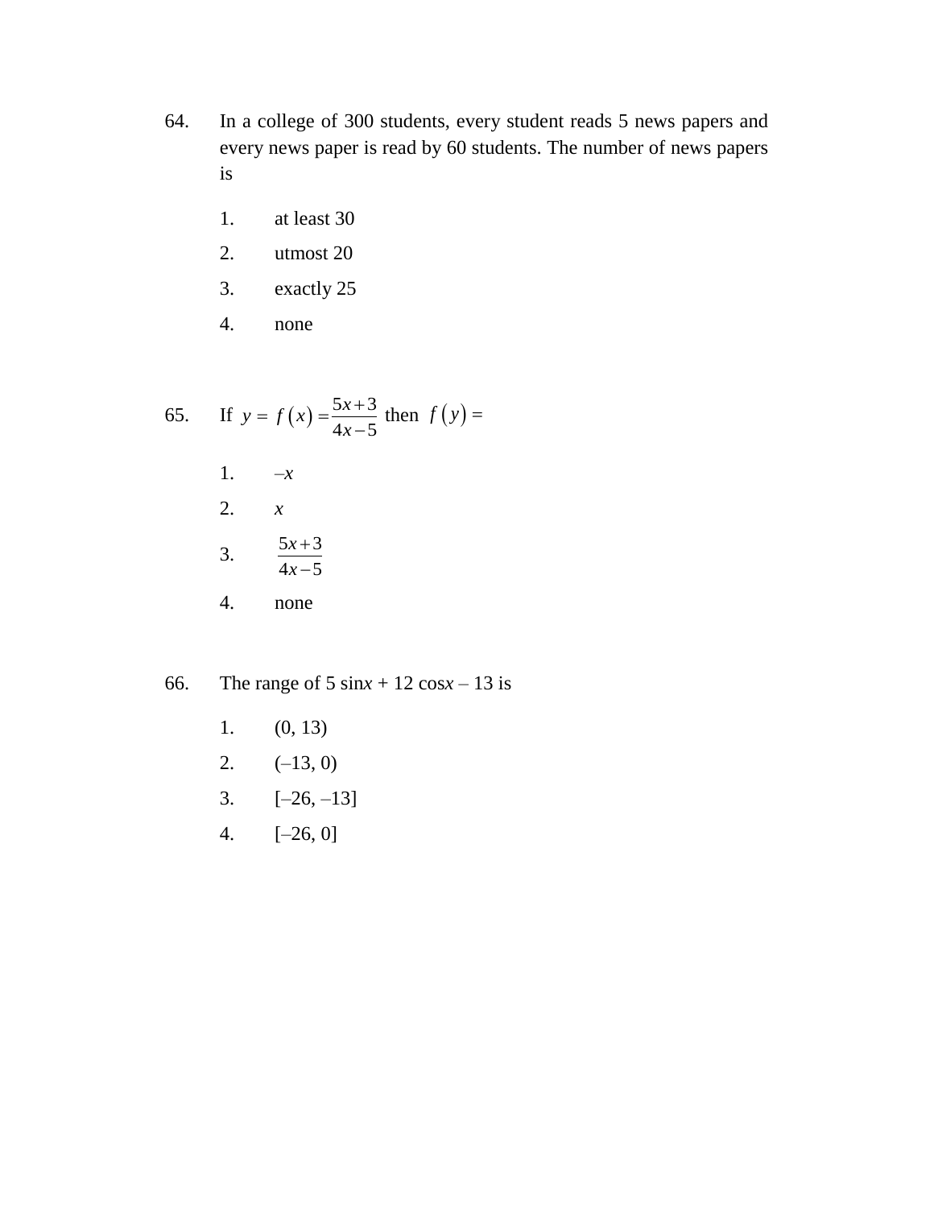64. In a college of 300 students, every student reads 5 news papers and every news paper is read by 60 students. The number of news papers is

1. at least 30
2. utmost 20
3. exactly 25
4. none

65. If $y = f(x) = \dfrac{5x+3}{4x-5}$ then $f(y) =$

1. $-x$
2. $x$
3. $\dfrac{5x+3}{4x-5}$
4. none

66. The range of 5 sin$x$ + 12 cos$x$ – 13 is

1. (0, 13)
2. (–13, 0)
3. [–26, –13]
4. [–26, 0]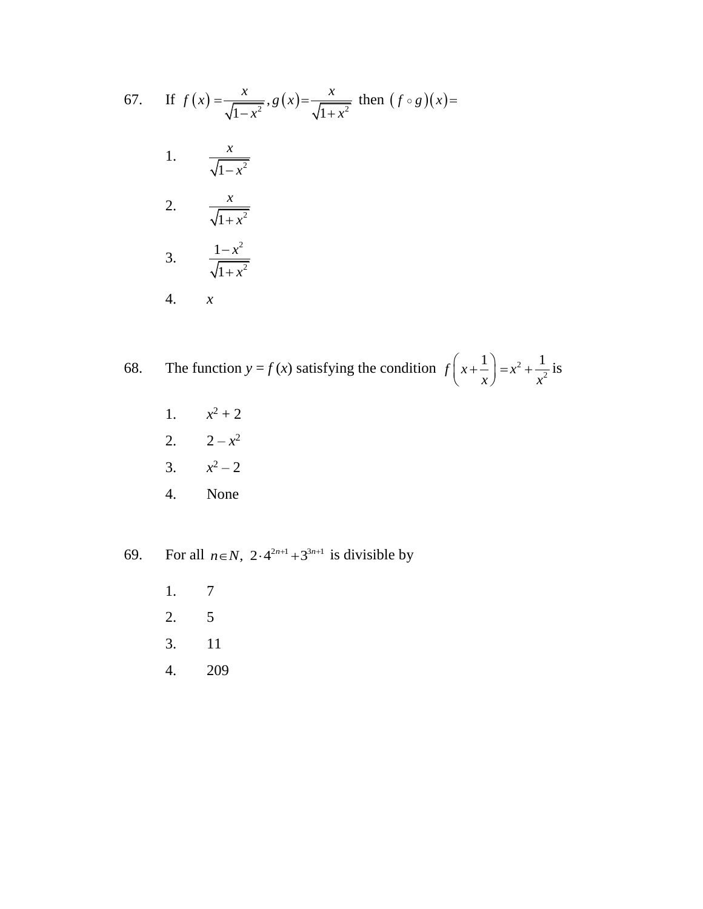67. If $f(x) = \frac{x}{\sqrt{1-x^2}}, g(x) = \frac{x}{\sqrt{1+x^2}}$ then $(f \circ g)(x) =$

1. $\frac{x}{\sqrt{1-x^2}}$

2. $\frac{x}{\sqrt{1+x^2}}$

3. $\frac{1-x^2}{\sqrt{1+x^2}}$

4. $x$

68. The function $y = f(x)$ satisfying the condition $f\left(x+\frac{1}{x}\right) = x^2 + \frac{1}{x^2}$ is

1. $x^2 + 2$
2. $2 - x^2$
3. $x^2 - 2$
4. None

69. For all $n \in N$, $2 \cdot 4^{2n+1} + 3^{3n+1}$ is divisible by

1. 7
2. 5
3. 11
4. 209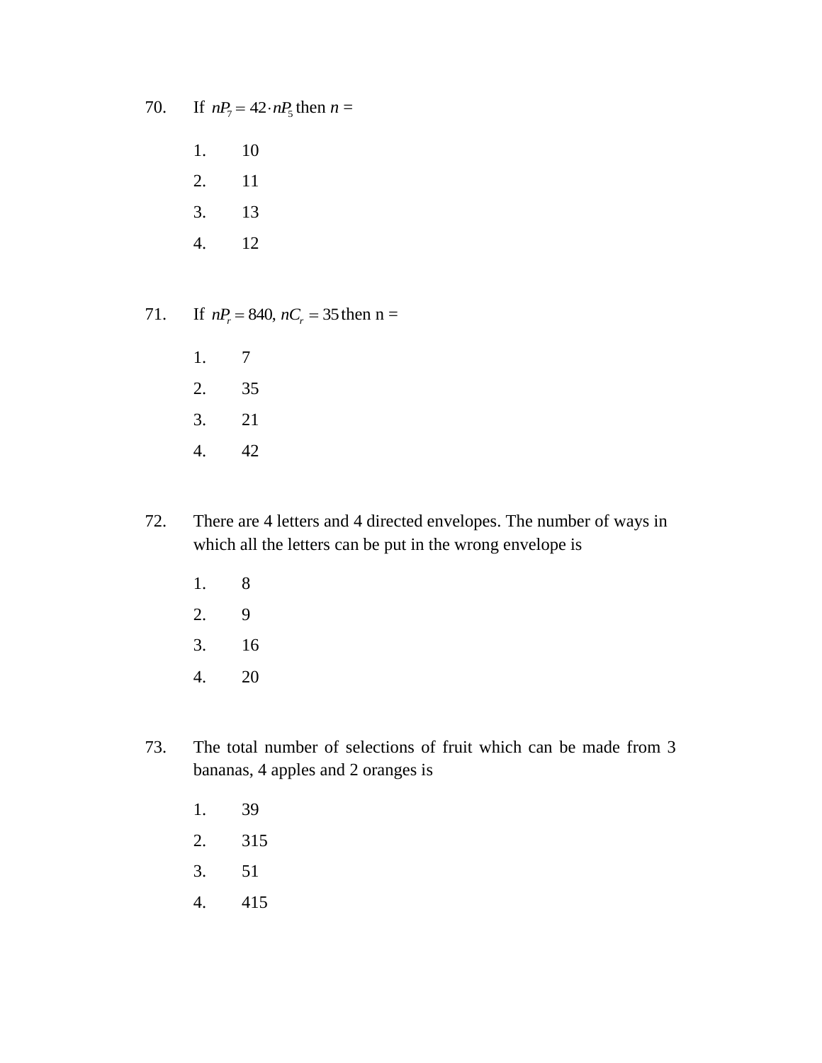70. If $nP_7 = 42 \cdot nP_5$ then $n$ =

1. 10
2. 11
3. 13
4. 12

71. If $nP_r = 840,\ nC_r = 35$ then n =

1. 7
2. 35
3. 21
4. 42

72. There are 4 letters and 4 directed envelopes. The number of ways in which all the letters can be put in the wrong envelope is

1. 8
2. 9
3. 16
4. 20

73. The total number of selections of fruit which can be made from 3 bananas, 4 apples and 2 oranges is

1. 39
2. 315
3. 51
4. 415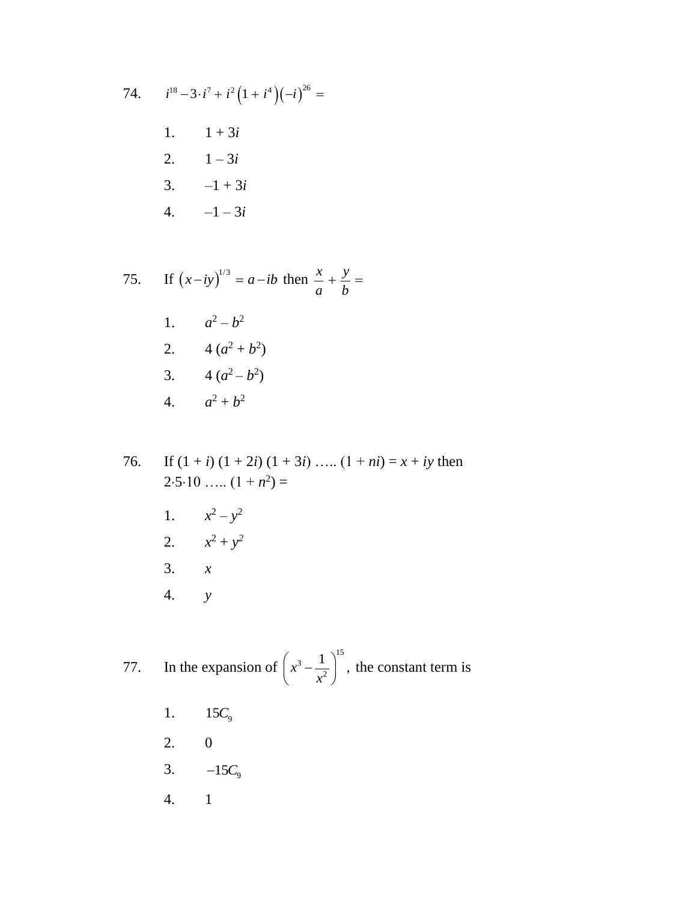74. $i^{18} - 3 \cdot i^7 + i^2 \left(1 + i^4\right)\left(-i\right)^{26} =$

1. $1 + 3i$
2. $1 - 3i$
3. $-1 + 3i$
4. $-1 - 3i$

75. If $\left(x - iy\right)^{1/3} = a - ib$ then $\dfrac{x}{a} + \dfrac{y}{b} =$

1. $a^2 - b^2$
2. $4\left(a^2 + b^2\right)$
3. $4\left(a^2 - b^2\right)$
4. $a^2 + b^2$

76. If $(1 + i)(1 + 2i)(1 + 3i) \ldots (1 + ni) = x + iy$ then $2 \cdot 5 \cdot 10 \ldots (1 + n^2) =$

1. $x^2 - y^2$
2. $x^2 + y^2$
3. $x$
4. $y$

77. In the expansion of $\left(x^3 - \dfrac{1}{x^2}\right)^{15}$, the constant term is

1. $15C_9$
2. $0$
3. $-15C_9$
4. $1$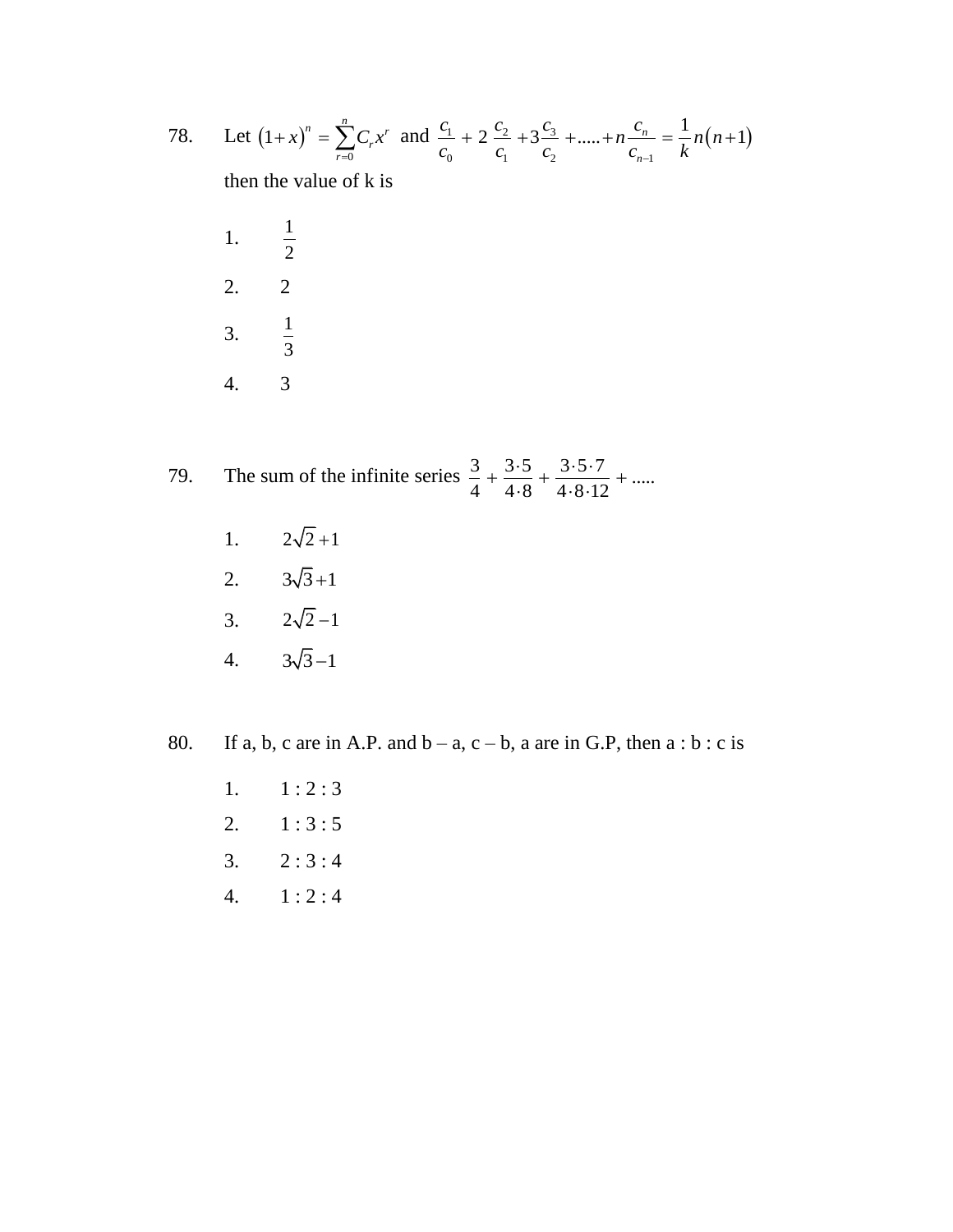78. Let $(1+x)^n = \sum_{r=0}^{n} C_r x^r$ and $\frac{c_1}{c_0} + 2\,\frac{c_2}{c_1} + 3\frac{c_3}{c_2} + \ldots\ldots + n\frac{c_n}{c_{n-1}} = \frac{1}{k}n(n+1)$ then the value of k is

1. $\frac{1}{2}$
2. 2
3. $\frac{1}{3}$
4. 3

79. The sum of the infinite series $\frac{3}{4} + \frac{3\cdot5}{4\cdot8} + \frac{3\cdot5\cdot7}{4\cdot8\cdot12} + \ldots\ldots$

1. $2\sqrt{2}+1$
2. $3\sqrt{3}+1$
3. $2\sqrt{2}-1$
4. $3\sqrt{3}-1$

80. If a, b, c are in A.P. and b – a, c – b, a are in G.P, then a : b : c is

1. 1 : 2 : 3
2. 1 : 3 : 5
3. 2 : 3 : 4
4. 1 : 2 : 4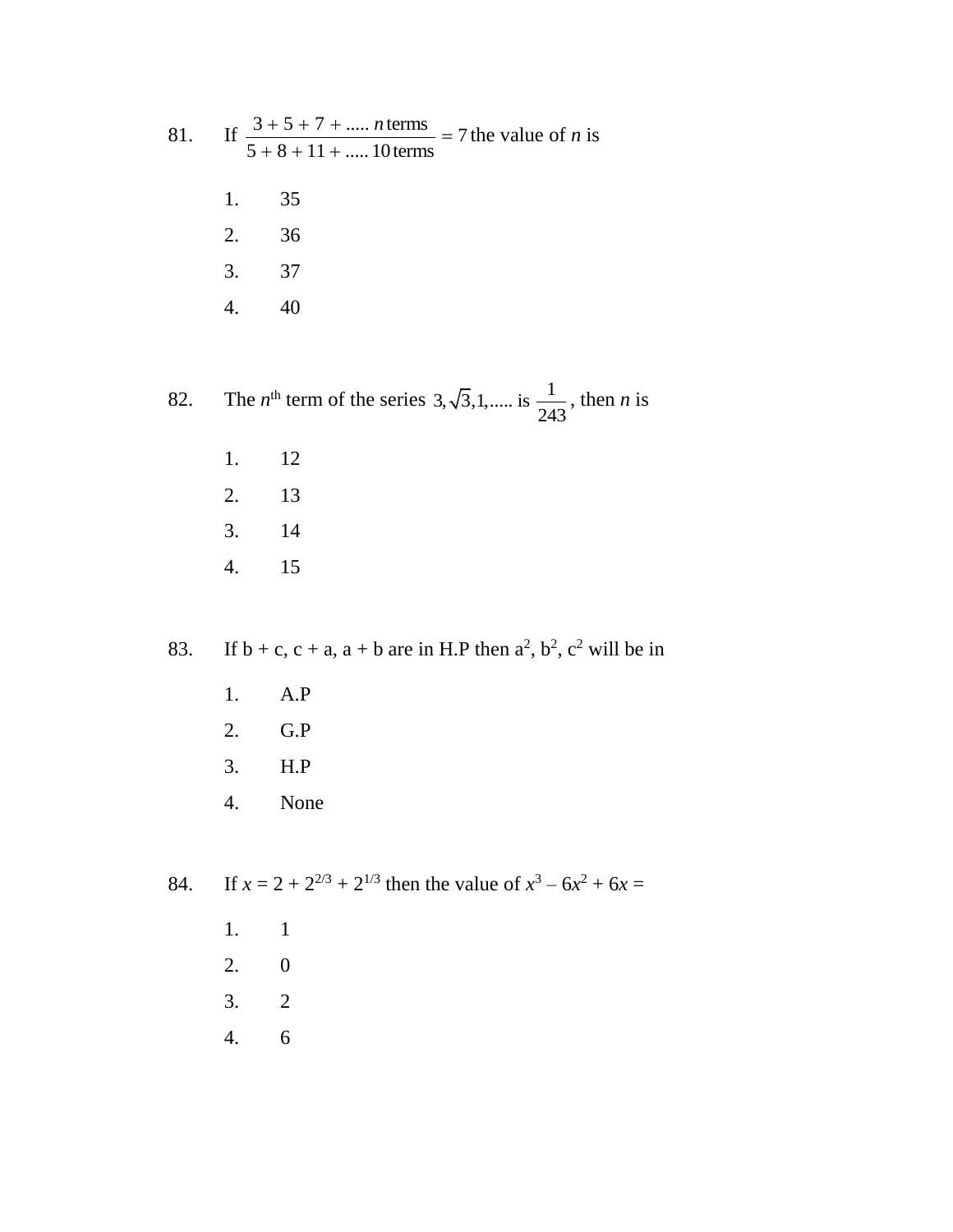81. If $\frac{3+5+7+.....n \text{ terms}}{5+8+11+.....10 \text{ terms}} = 7$ the value of $n$ is

1. 35
2. 36
3. 37
4. 40

82. The $n^{th}$ term of the series $3, \sqrt{3}, 1, .....$ is $\frac{1}{243}$, then $n$ is

1. 12
2. 13
3. 14
4. 15

83. If b + c, c + a, a + b are in H.P then $a^2$, $b^2$, $c^2$ will be in

1. A.P
2. G.P
3. H.P
4. None

84. If $x = 2 + 2^{2/3} + 2^{1/3}$ then the value of $x^3 - 6x^2 + 6x =$

1. 1
2. 0
3. 2
4. 6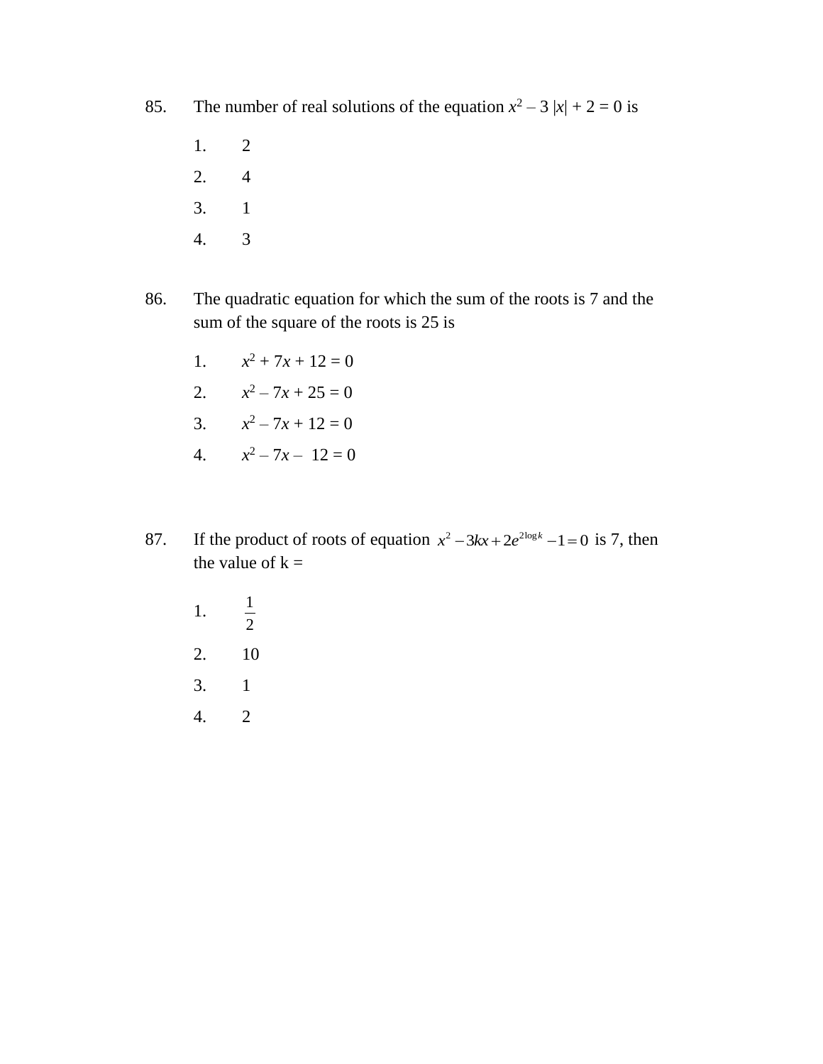85. The number of real solutions of the equation $x^2 - 3|x| + 2 = 0$ is

1. 2
2. 4
3. 1
4. 3

86. The quadratic equation for which the sum of the roots is 7 and the sum of the square of the roots is 25 is

1. $x^2 + 7x + 12 = 0$
2. $x^2 - 7x + 25 = 0$
3. $x^2 - 7x + 12 = 0$
4. $x^2 - 7x - 12 = 0$

87. If the product of roots of equation $x^2 - 3kx + 2e^{2\log k} - 1 = 0$ is 7, then the value of k =

1. $\frac{1}{2}$
2. 10
3. 1
4. 2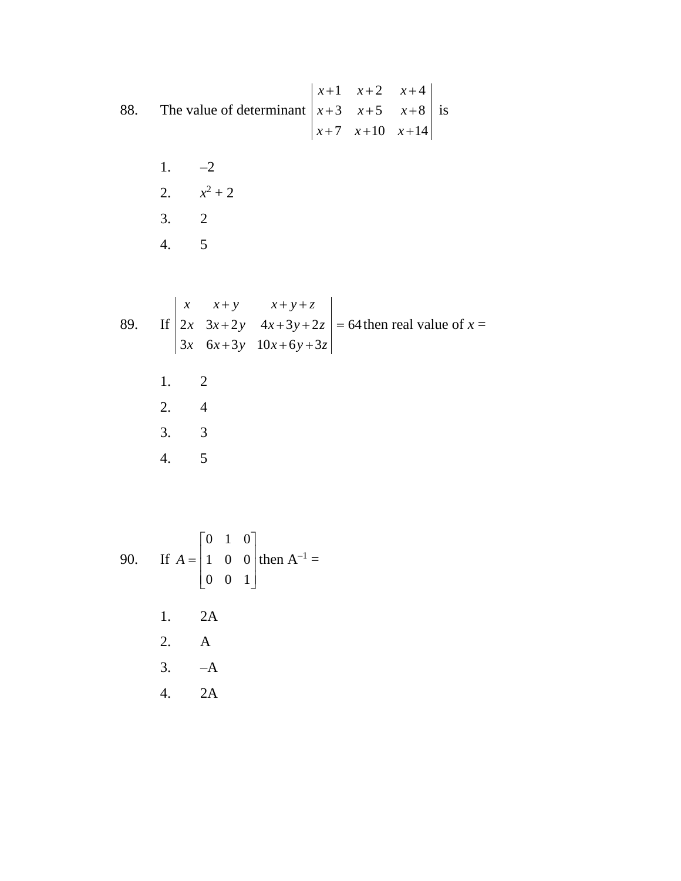88. The value of determinant $\begin{vmatrix} x+1 & x+2 & x+4 \\ x+3 & x+5 & x+8 \\ x+7 & x+10 & x+14 \end{vmatrix}$ is

1. –2
2. $x^2 + 2$
3. 2
4. 5

89. If $\begin{vmatrix} x & x+y & x+y+z \\ 2x & 3x+2y & 4x+3y+2z \\ 3x & 6x+3y & 10x+6y+3z \end{vmatrix} = 64$ then real value of $x$ =

1. 2
2. 4
3. 3
4. 5

90. If $A = \begin{bmatrix} 0 & 1 & 0 \\ 1 & 0 & 0 \\ 0 & 0 & 1 \end{bmatrix}$ then $A^{-1}$ =

1. 2A
2. A
3. –A
4. 2A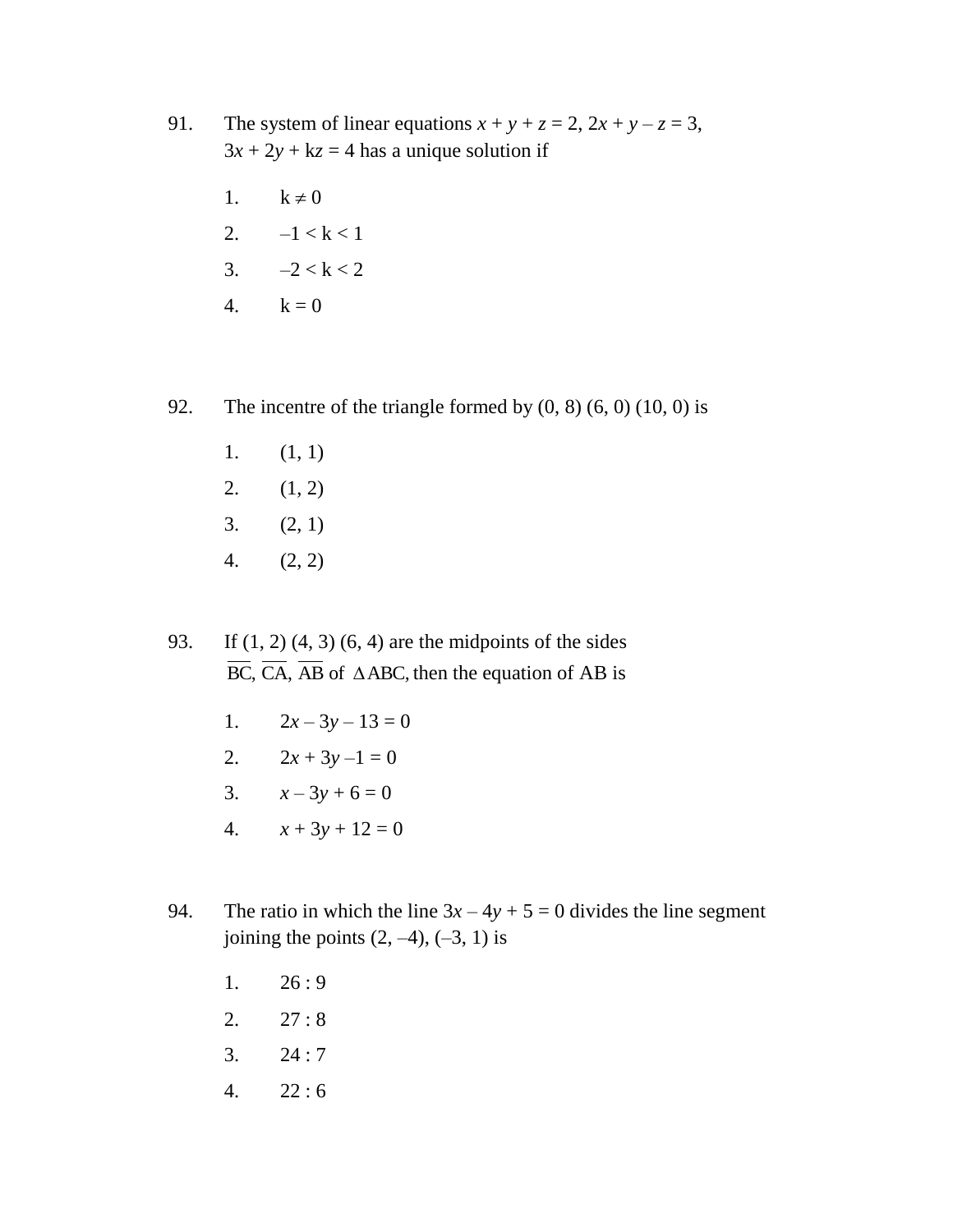91. The system of linear equations $x + y + z = 2$, $2x + y - z = 3$, $3x + 2y + kz = 4$ has a unique solution if

1. $k \neq 0$
2. $-1 < k < 1$
3. $-2 < k < 2$
4. $k = 0$

92. The incentre of the triangle formed by (0, 8) (6, 0) (10, 0) is

1. (1, 1)
2. (1, 2)
3. (2, 1)
4. (2, 2)

93. If (1, 2) (4, 3) (6, 4) are the midpoints of the sides $\overline{BC}$, $\overline{CA}$, $\overline{AB}$ of $\Delta ABC$, then the equation of AB is

1. $2x - 3y - 13 = 0$
2. $2x + 3y - 1 = 0$
3. $x - 3y + 6 = 0$
4. $x + 3y + 12 = 0$

94. The ratio in which the line $3x - 4y + 5 = 0$ divides the line segment joining the points (2, –4), (–3, 1) is

1. 26 : 9
2. 27 : 8
3. 24 : 7
4. 22 : 6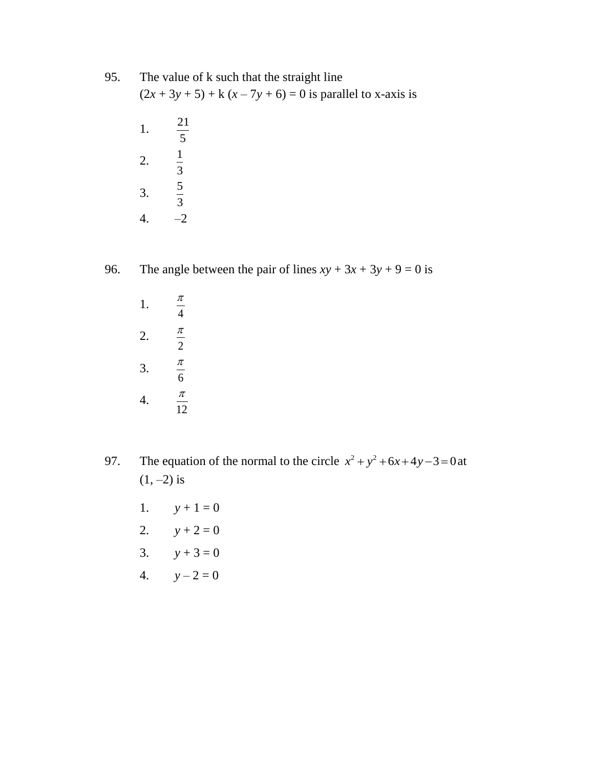95. The value of k such that the straight line $(2x + 3y + 5) + k(x - 7y + 6) = 0$ is parallel to x-axis is

   1. $\frac{21}{5}$
   2. $\frac{1}{3}$
   3. $\frac{5}{3}$
   4. $-2$

96. The angle between the pair of lines $xy + 3x + 3y + 9 = 0$ is

   1. $\frac{\pi}{4}$
   2. $\frac{\pi}{2}$
   3. $\frac{\pi}{6}$
   4. $\frac{\pi}{12}$

97. The equation of the normal to the circle $x^2 + y^2 + 6x + 4y - 3 = 0$ at $(1, -2)$ is

   1. $y + 1 = 0$
   2. $y + 2 = 0$
   3. $y + 3 = 0$
   4. $y - 2 = 0$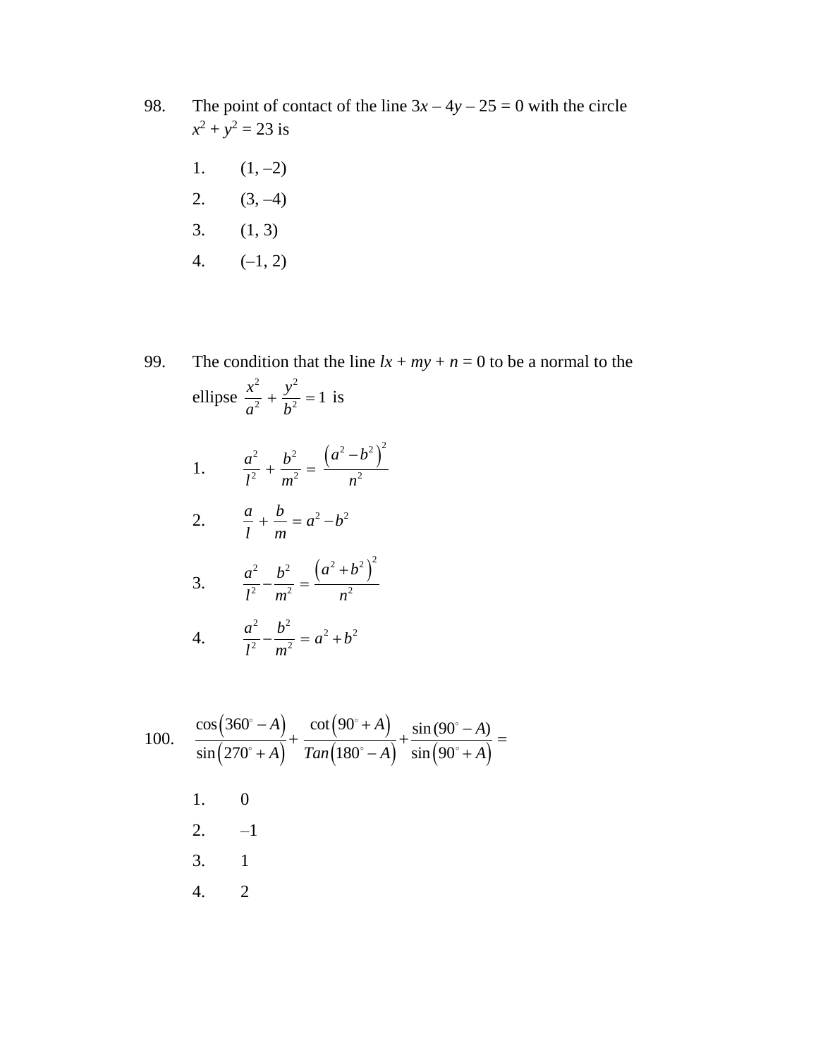98. The point of contact of the line $3x - 4y - 25 = 0$ with the circle $x^2 + y^2 = 23$ is

1. (1, –2)
2. (3, –4)
3. (1, 3)
4. (–1, 2)

99. The condition that the line $lx + my + n = 0$ to be a normal to the ellipse $\frac{x^2}{a^2} + \frac{y^2}{b^2} = 1$ is

1. $\frac{a^2}{l^2} + \frac{b^2}{m^2} = \frac{\left(a^2 - b^2\right)^2}{n^2}$
2. $\frac{a}{l} + \frac{b}{m} = a^2 - b^2$
3. $\frac{a^2}{l^2} - \frac{b^2}{m^2} = \frac{\left(a^2 + b^2\right)^2}{n^2}$
4. $\frac{a^2}{l^2} - \frac{b^2}{m^2} = a^2 + b^2$

100. $\frac{\cos\left(360^\circ - A\right)}{\sin\left(270^\circ + A\right)} + \frac{\cot\left(90^\circ + A\right)}{Tan\left(180^\circ - A\right)} + \frac{\sin(90^\circ - A)}{\sin\left(90^\circ + A\right)} =$

1. 0
2. –1
3. 1
4. 2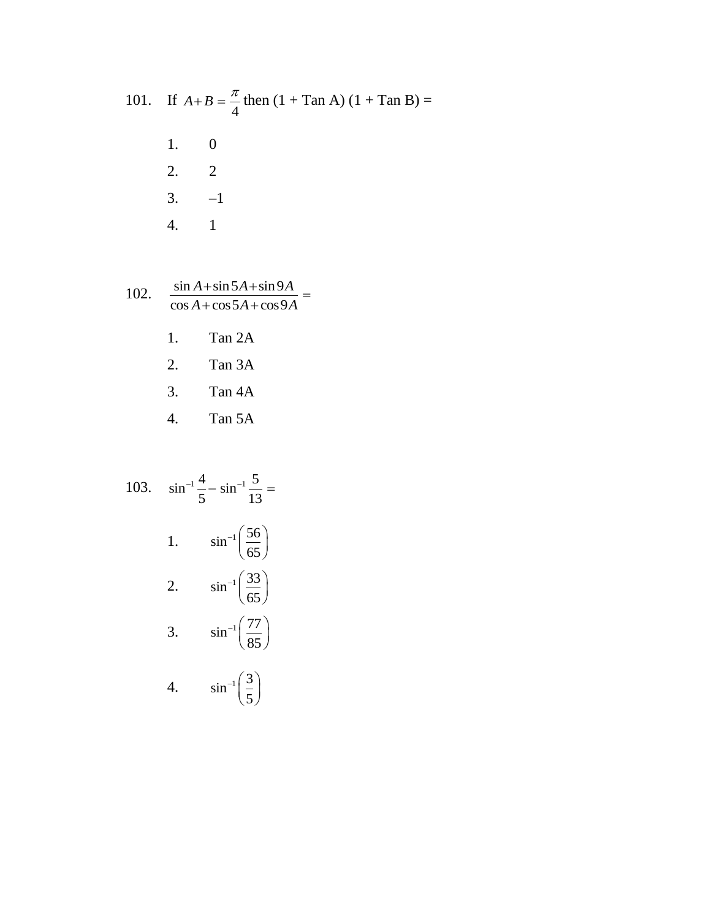101. If $A+B=\dfrac{\pi}{4}$ then (1 + Tan A) (1 + Tan B) =

1. 0
2. 2
3. –1
4. 1

102. $\dfrac{\sin A+\sin 5A+\sin 9A}{\cos A+\cos 5A+\cos 9A}=$

1. Tan 2A
2. Tan 3A
3. Tan 4A
4. Tan 5A

103. $\sin^{-1}\dfrac{4}{5}-\sin^{-1}\dfrac{5}{13}=$

1. $\sin^{-1}\left(\dfrac{56}{65}\right)$
2. $\sin^{-1}\left(\dfrac{33}{65}\right)$
3. $\sin^{-1}\left(\dfrac{77}{85}\right)$
4. $\sin^{-1}\left(\dfrac{3}{5}\right)$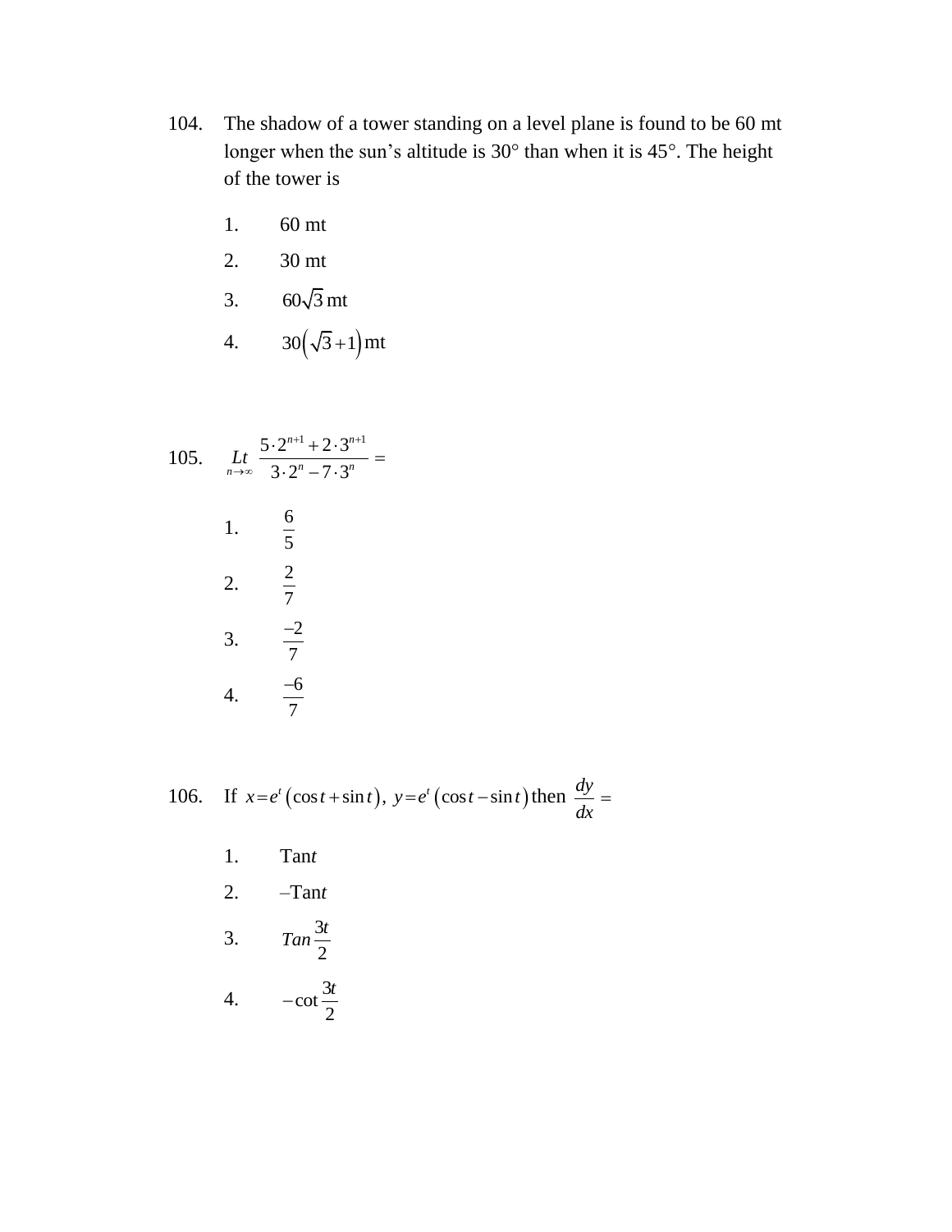104. The shadow of a tower standing on a level plane is found to be 60 mt longer when the sun's altitude is 30° than when it is 45°. The height of the tower is

1. 60 mt
2. 30 mt
3. $60\sqrt{3}$ mt
4. $30\left(\sqrt{3}+1\right)$ mt

105. $\underset{n\to\infty}{Lt} \dfrac{5\cdot 2^{n+1}+2\cdot 3^{n+1}}{3\cdot 2^{n}-7\cdot 3^{n}} =$

1. $\dfrac{6}{5}$
2. $\dfrac{2}{7}$
3. $\dfrac{-2}{7}$
4. $\dfrac{-6}{7}$

106. If $x=e^{t}\left(\cos t+\sin t\right),\ y=e^{t}\left(\cos t-\sin t\right)$ then $\dfrac{dy}{dx} =$

1. Tan$t$
2. –Tan$t$
3. $Tan\dfrac{3t}{2}$
4. $-\cot\dfrac{3t}{2}$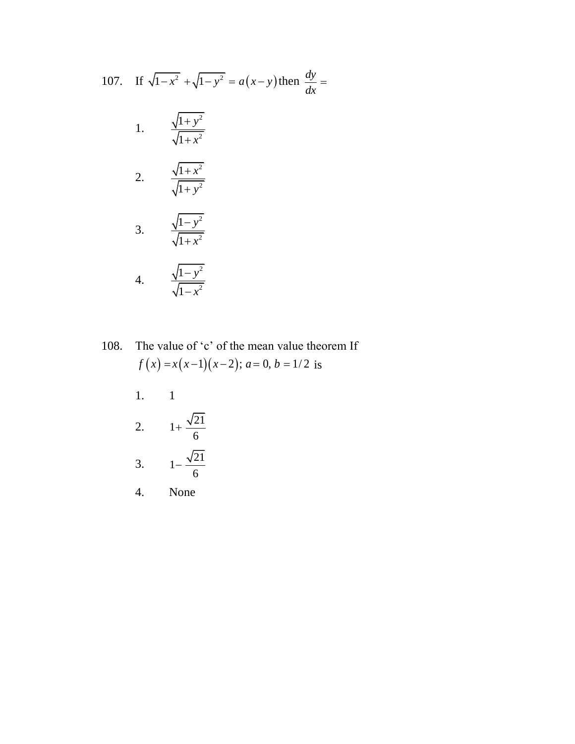107. If $\sqrt{1-x^2} + \sqrt{1-y^2} = a\left(x-y\right)$ then $\frac{dy}{dx} =$

1. $\frac{\sqrt{1+y^2}}{\sqrt{1+x^2}}$

2. $\frac{\sqrt{1+x^2}}{\sqrt{1+y^2}}$

3. $\frac{\sqrt{1-y^2}}{\sqrt{1+x^2}}$

4. $\frac{\sqrt{1-y^2}}{\sqrt{1-x^2}}$

108. The value of 'c' of the mean value theorem If $f\left(x\right) = x\left(x-1\right)\left(x-2\right);\ a = 0,\ b = 1/2$ is

1. 1

2. $1+\frac{\sqrt{21}}{6}$

3. $1-\frac{\sqrt{21}}{6}$

4. None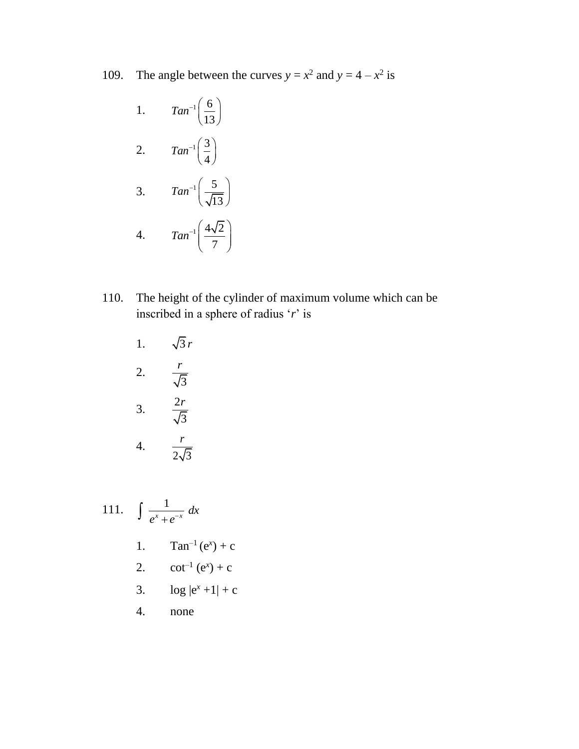109. The angle between the curves $y = x^2$ and $y = 4 - x^2$ is

1. $Tan^{-1}\left(\frac{6}{13}\right)$
2. $Tan^{-1}\left(\frac{3}{4}\right)$
3. $Tan^{-1}\left(\frac{5}{\sqrt{13}}\right)$
4. $Tan^{-1}\left(\frac{4\sqrt{2}}{7}\right)$

110. The height of the cylinder of maximum volume which can be inscribed in a sphere of radius '$r$' is

1. $\sqrt{3}\,r$
2. $\frac{r}{\sqrt{3}}$
3. $\frac{2r}{\sqrt{3}}$
4. $\frac{r}{2\sqrt{3}}$

111. $\int \frac{1}{e^x + e^{-x}}\, dx$

1. $\text{Tan}^{-1}(e^x) + c$
2. $\cot^{-1}(e^x) + c$
3. $\log|e^x + 1| + c$
4. none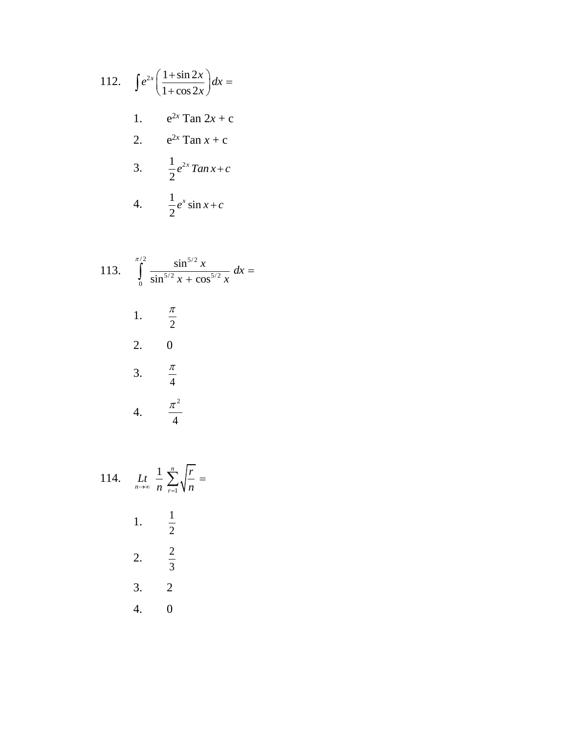112. $\int e^{2x}\left(\frac{1+\sin 2x}{1+\cos 2x}\right)dx =$

1. $e^{2x}$ Tan $2x$ + c
2. $e^{2x}$ Tan $x$ + c
3. $\frac{1}{2}e^{2x}\,Tan\,x + c$
4. $\frac{1}{2}e^{x}\sin x + c$

113. $\int_{0}^{\pi/2} \frac{\sin^{5/2} x}{\sin^{5/2} x + \cos^{5/2} x}\, dx =$

1. $\frac{\pi}{2}$
2. 0
3. $\frac{\pi}{4}$
4. $\frac{\pi^2}{4}$

114. $\underset{n\to\infty}{Lt}\ \frac{1}{n}\sum_{r=1}^{n}\sqrt{\frac{r}{n}} =$

1. $\frac{1}{2}$
2. $\frac{2}{3}$
3. 2
4. 0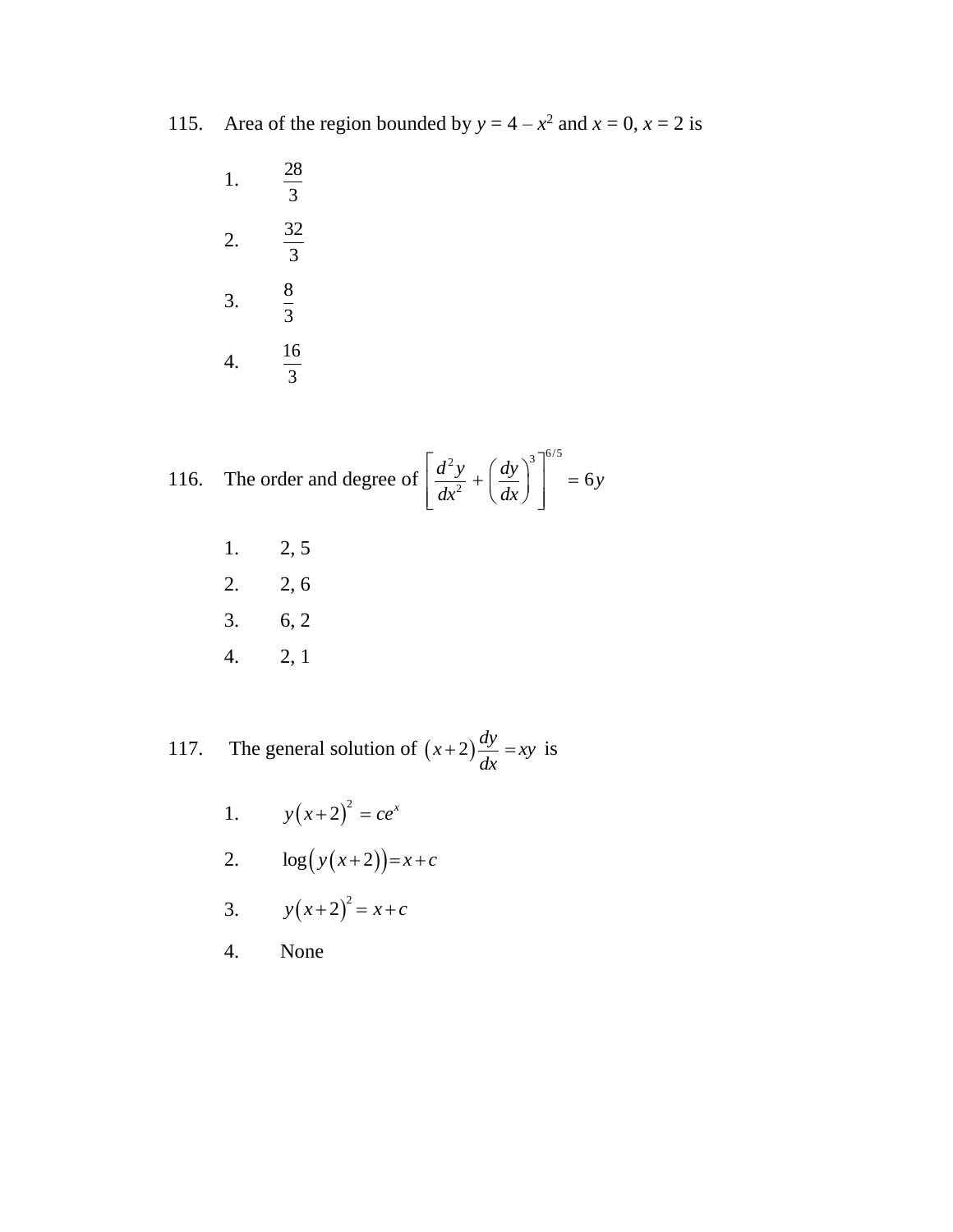115. Area of the region bounded by $y = 4 - x^2$ and $x = 0$, $x = 2$ is

1. $\frac{28}{3}$
2. $\frac{32}{3}$
3. $\frac{8}{3}$
4. $\frac{16}{3}$

116. The order and degree of $\left[\frac{d^2y}{dx^2} + \left(\frac{dy}{dx}\right)^3\right]^{6/5} = 6y$

1. 2, 5
2. 2, 6
3. 6, 2
4. 2, 1

117. The general solution of $(x+2)\frac{dy}{dx} = xy$ is

1. $y(x+2)^2 = ce^x$
2. $\log(y(x+2)) = x + c$
3. $y(x+2)^2 = x + c$
4. None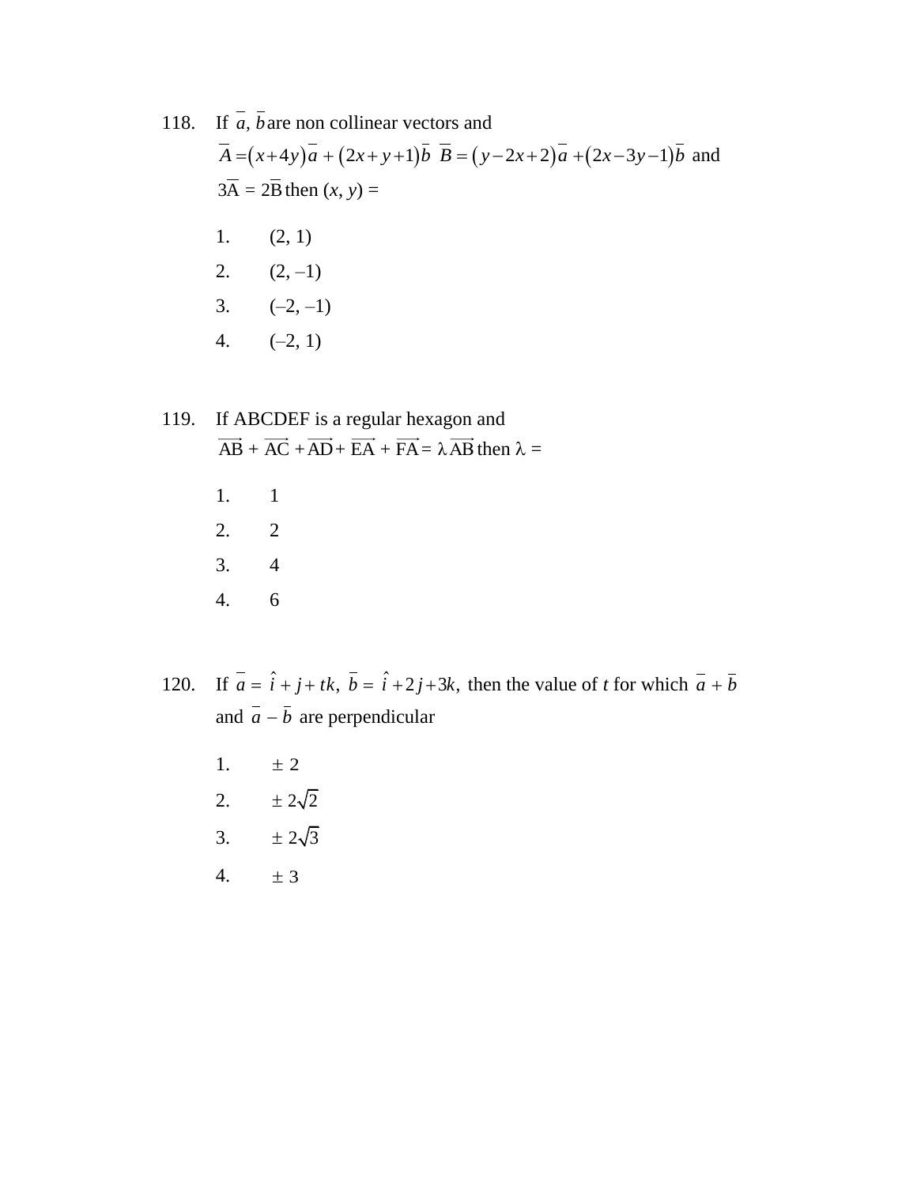118. If $\overline{a}, \overline{b}$ are non collinear vectors and $\overline{A} = (x+4y)\overline{a} + (2x+y+1)\overline{b}$ $\overline{B} = (y-2x+2)\overline{a} + (2x-3y-1)\overline{b}$ and $3\overline{A} = 2\overline{B}$ then $(x, y) =$

1. (2, 1)
2. (2, –1)
3. (–2, –1)
4. (–2, 1)

119. If ABCDEF is a regular hexagon and $\overrightarrow{AB} + \overrightarrow{AC} + \overrightarrow{AD} + \overrightarrow{EA} + \overrightarrow{FA} = \lambda\overrightarrow{AB}$ then $\lambda =$

1. 1
2. 2
3. 4
4. 6

120. If $\overline{a} = \hat{i} + j + tk$, $\overline{b} = \hat{i} + 2j + 3k$, then the value of $t$ for which $\overline{a} + \overline{b}$ and $\overline{a} - \overline{b}$ are perpendicular

1. $\pm 2$
2. $\pm 2\sqrt{2}$
3. $\pm 2\sqrt{3}$
4. $\pm 3$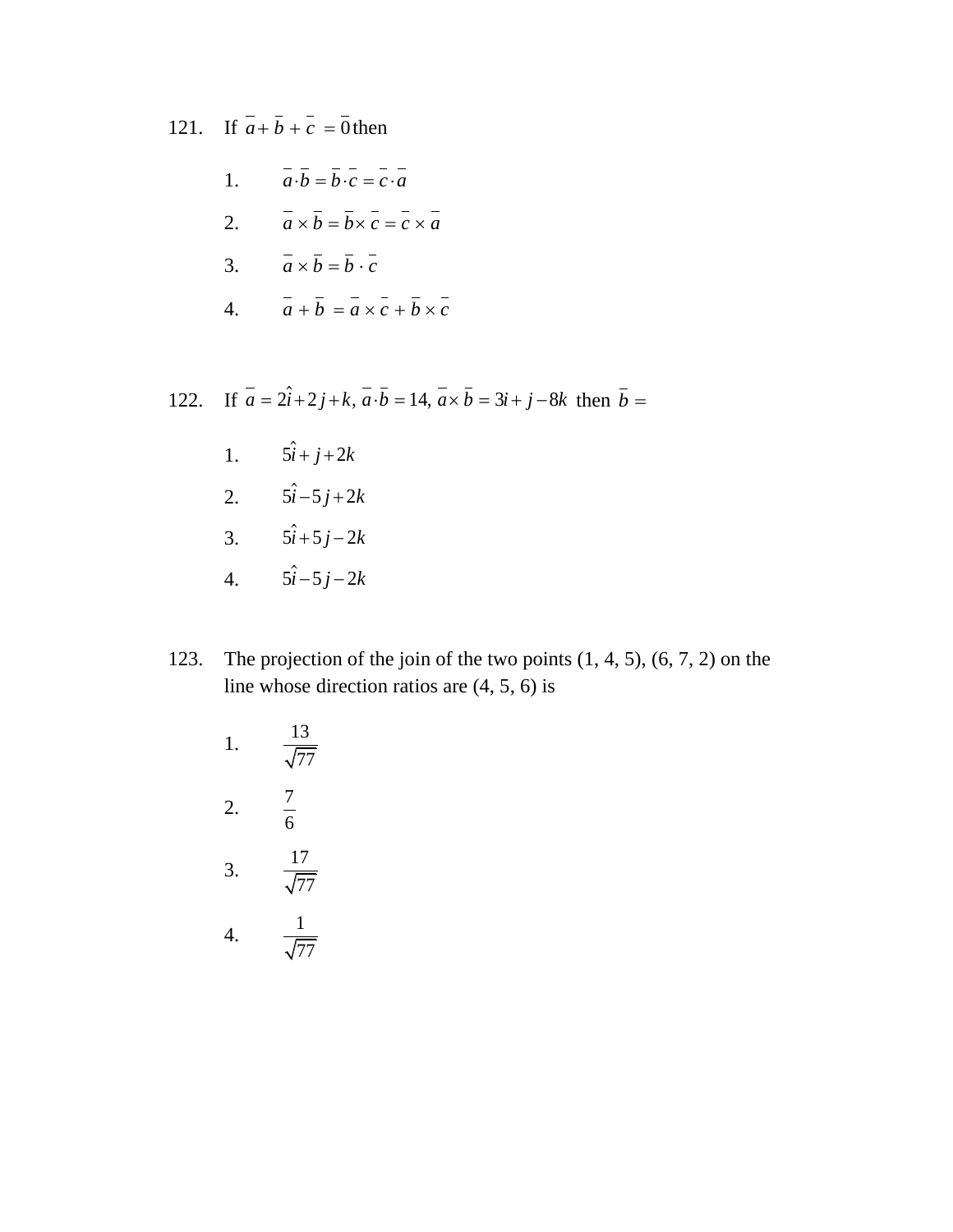121. If $\overline{a} + \overline{b} + \overline{c} = \overline{0}$ then

1. $\overline{a} \cdot \overline{b} = \overline{b} \cdot \overline{c} = \overline{c} \cdot \overline{a}$
2. $\overline{a} \times \overline{b} = \overline{b} \times \overline{c} = \overline{c} \times \overline{a}$
3. $\overline{a} \times \overline{b} = \overline{b} \cdot \overline{c}$
4. $\overline{a} + \overline{b} = \overline{a} \times \overline{c} + \overline{b} \times \overline{c}$

122. If $\overline{a} = 2\hat{i} + 2j + k$, $\overline{a} \cdot \overline{b} = 14$, $\overline{a} \times \overline{b} = 3i + j - 8k$ then $\overline{b} =$

1. $5\hat{i} + j + 2k$
2. $5\hat{i} - 5j + 2k$
3. $5\hat{i} + 5j - 2k$
4. $5\hat{i} - 5j - 2k$

123. The projection of the join of the two points (1, 4, 5), (6, 7, 2) on the line whose direction ratios are (4, 5, 6) is

1. $\dfrac{13}{\sqrt{77}}$
2. $\dfrac{7}{6}$
3. $\dfrac{17}{\sqrt{77}}$
4. $\dfrac{1}{\sqrt{77}}$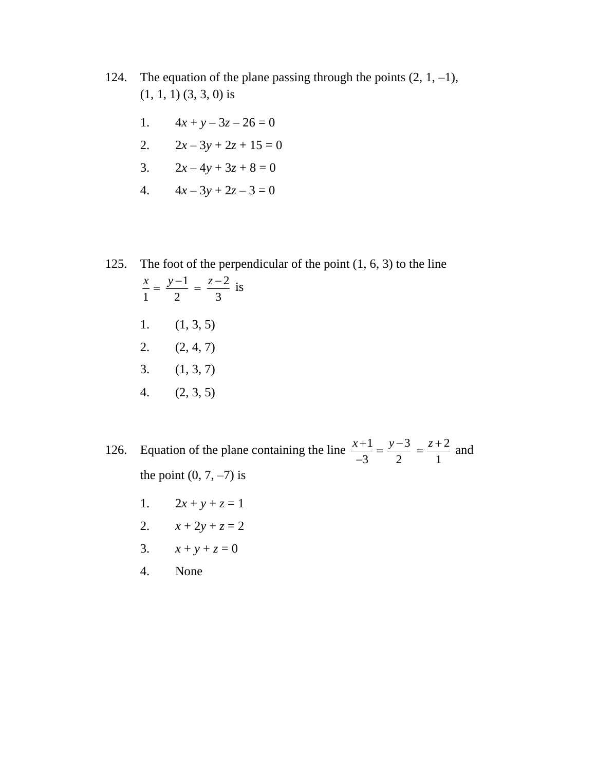124. The equation of the plane passing through the points (2, 1, –1), (1, 1, 1) (3, 3, 0) is

1. $4x + y - 3z - 26 = 0$
2. $2x - 3y + 2z + 15 = 0$
3. $2x - 4y + 3z + 8 = 0$
4. $4x - 3y + 2z - 3 = 0$

125. The foot of the perpendicular of the point (1, 6, 3) to the line $\frac{x}{1} = \frac{y-1}{2} = \frac{z-2}{3}$ is

1. (1, 3, 5)
2. (2, 4, 7)
3. (1, 3, 7)
4. (2, 3, 5)

126. Equation of the plane containing the line $\frac{x+1}{-3} = \frac{y-3}{2} = \frac{z+2}{1}$ and the point (0, 7, –7) is

1. $2x + y + z = 1$
2. $x + 2y + z = 2$
3. $x + y + z = 0$
4. None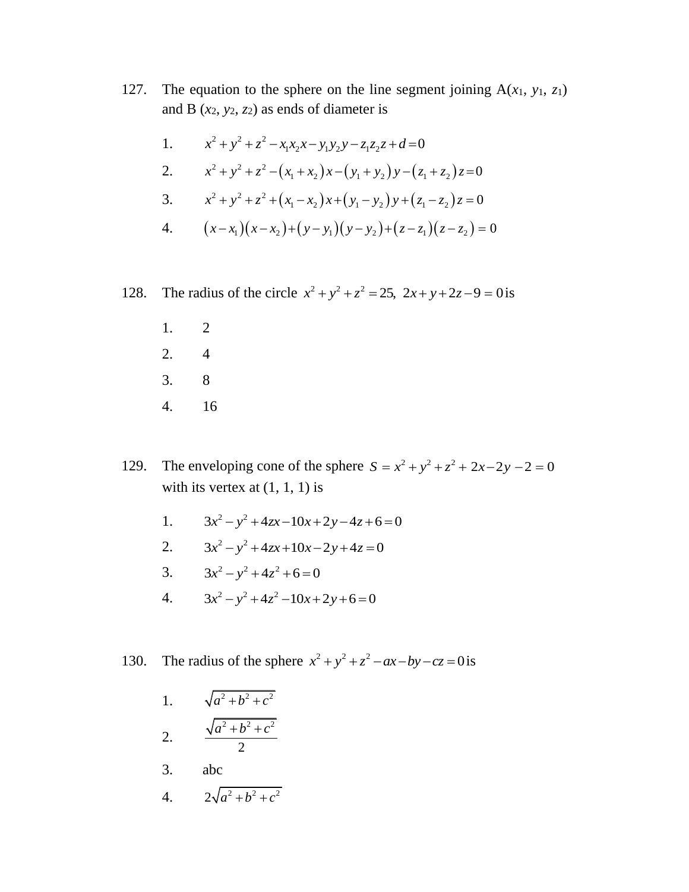127. The equation to the sphere on the line segment joining A($x_1$, $y_1$, $z_1$) and B ($x_2$, $y_2$, $z_2$) as ends of diameter is

1. $x^2 + y^2 + z^2 - x_1x_2x - y_1y_2y - z_1z_2z + d = 0$
2. $x^2 + y^2 + z^2 - (x_1 + x_2)x - (y_1 + y_2)y - (z_1 + z_2)z = 0$
3. $x^2 + y^2 + z^2 + (x_1 - x_2)x + (y_1 - y_2)y + (z_1 - z_2)z = 0$
4. $(x - x_1)(x - x_2) + (y - y_1)(y - y_2) + (z - z_1)(z - z_2) = 0$

128. The radius of the circle $x^2 + y^2 + z^2 = 25,\ 2x + y + 2z - 9 = 0$ is

1. 2
2. 4
3. 8
4. 16

129. The enveloping cone of the sphere $S = x^2 + y^2 + z^2 + 2x - 2y - 2 = 0$ with its vertex at (1, 1, 1) is

1. $3x^2 - y^2 + 4zx - 10x + 2y - 4z + 6 = 0$
2. $3x^2 - y^2 + 4zx + 10x - 2y + 4z = 0$
3. $3x^2 - y^2 + 4z^2 + 6 = 0$
4. $3x^2 - y^2 + 4z^2 - 10x + 2y + 6 = 0$

130. The radius of the sphere $x^2 + y^2 + z^2 - ax - by - cz = 0$ is

1. $\sqrt{a^2 + b^2 + c^2}$
2. $\dfrac{\sqrt{a^2 + b^2 + c^2}}{2}$
3. abc
4. $2\sqrt{a^2 + b^2 + c^2}$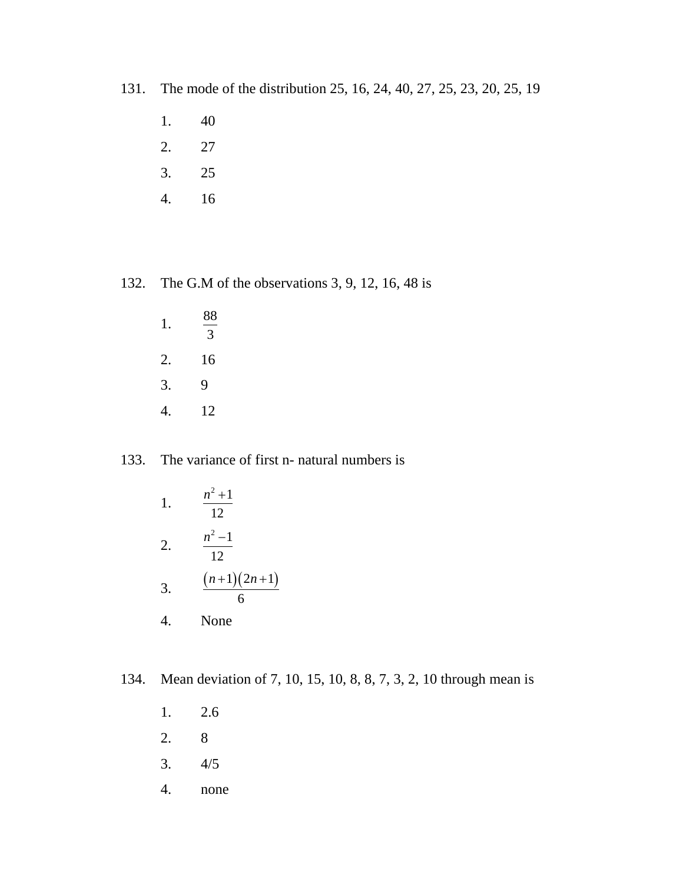131. The mode of the distribution 25, 16, 24, 40, 27, 25, 23, 20, 25, 19

1. 40
2. 27
3. 25
4. 16

132. The G.M of the observations 3, 9, 12, 16, 48 is

1. $\frac{88}{3}$
2. 16
3. 9
4. 12

133. The variance of first n- natural numbers is

1. $\frac{n^2+1}{12}$
2. $\frac{n^2-1}{12}$
3. $\frac{(n+1)(2n+1)}{6}$
4. None

134. Mean deviation of 7, 10, 15, 10, 8, 8, 7, 3, 2, 10 through mean is

1. 2.6
2. 8
3. 4/5
4. none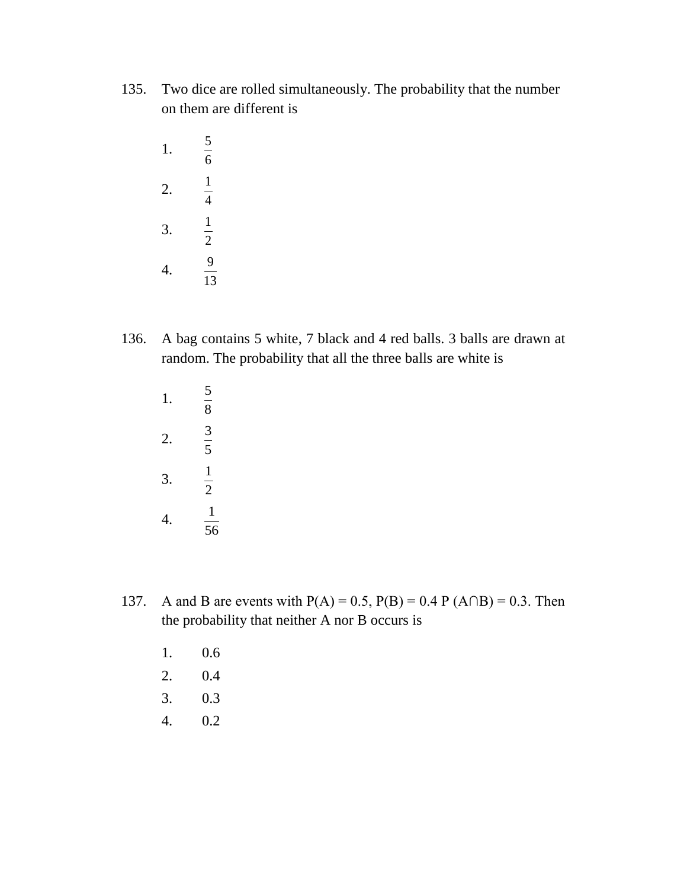135. Two dice are rolled simultaneously. The probability that the number on them are different is

1. $\frac{5}{6}$
2. $\frac{1}{4}$
3. $\frac{1}{2}$
4. $\frac{9}{13}$

136. A bag contains 5 white, 7 black and 4 red balls. 3 balls are drawn at random. The probability that all the three balls are white is

1. $\frac{5}{8}$
2. $\frac{3}{5}$
3. $\frac{1}{2}$
4. $\frac{1}{56}$

137. A and B are events with P(A) = 0.5, P(B) = 0.4 P (A∩B) = 0.3. Then the probability that neither A nor B occurs is

1. 0.6
2. 0.4
3. 0.3
4. 0.2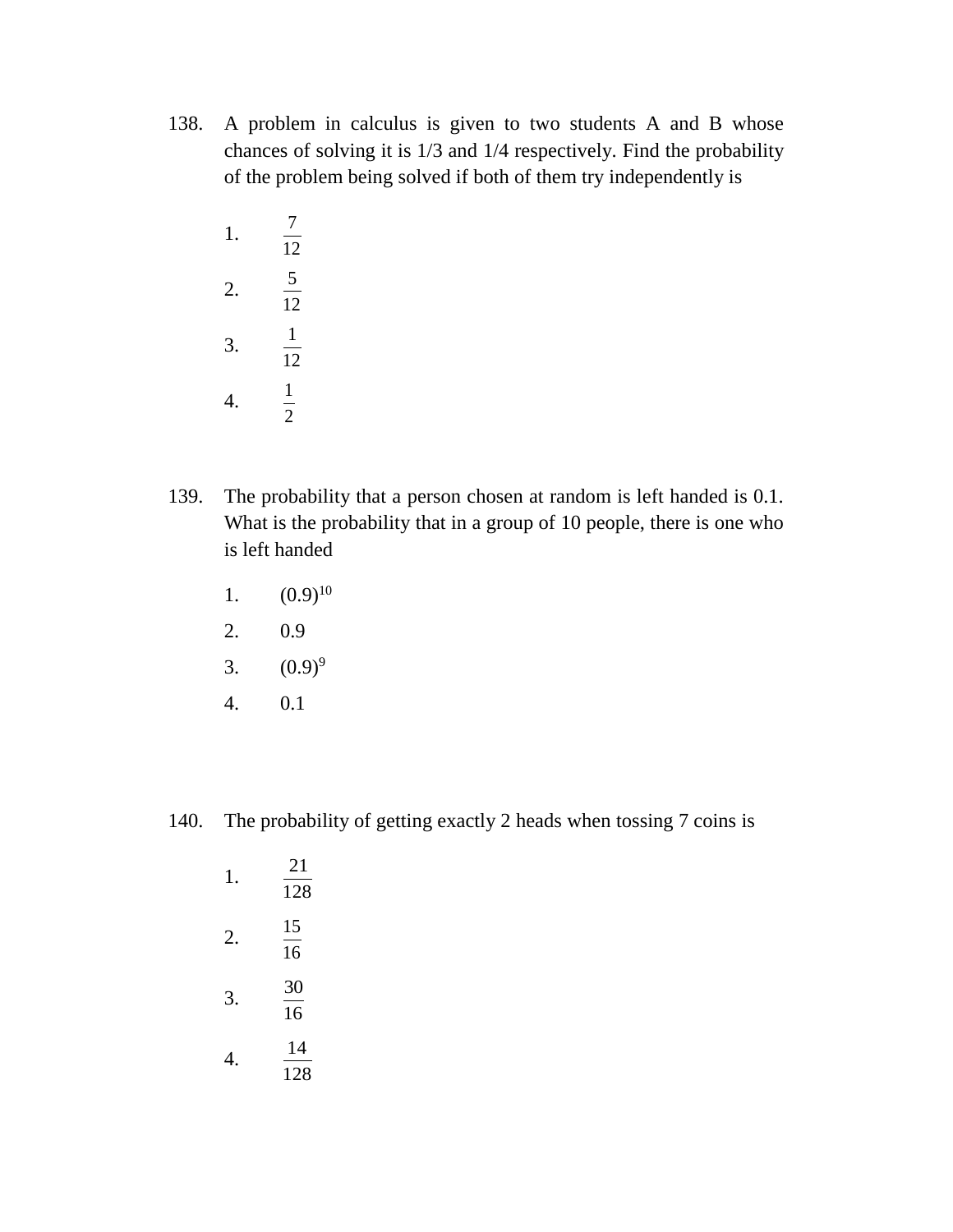138. A problem in calculus is given to two students A and B whose chances of solving it is 1/3 and 1/4 respectively. Find the probability of the problem being solved if both of them try independently is

1. $\frac{7}{12}$
2. $\frac{5}{12}$
3. $\frac{1}{12}$
4. $\frac{1}{2}$

139. The probability that a person chosen at random is left handed is 0.1. What is the probability that in a group of 10 people, there is one who is left handed

1. $(0.9)^{10}$
2. 0.9
3. $(0.9)^{9}$
4. 0.1

140. The probability of getting exactly 2 heads when tossing 7 coins is

1. $\frac{21}{128}$
2. $\frac{15}{16}$
3. $\frac{30}{16}$
4. $\frac{14}{128}$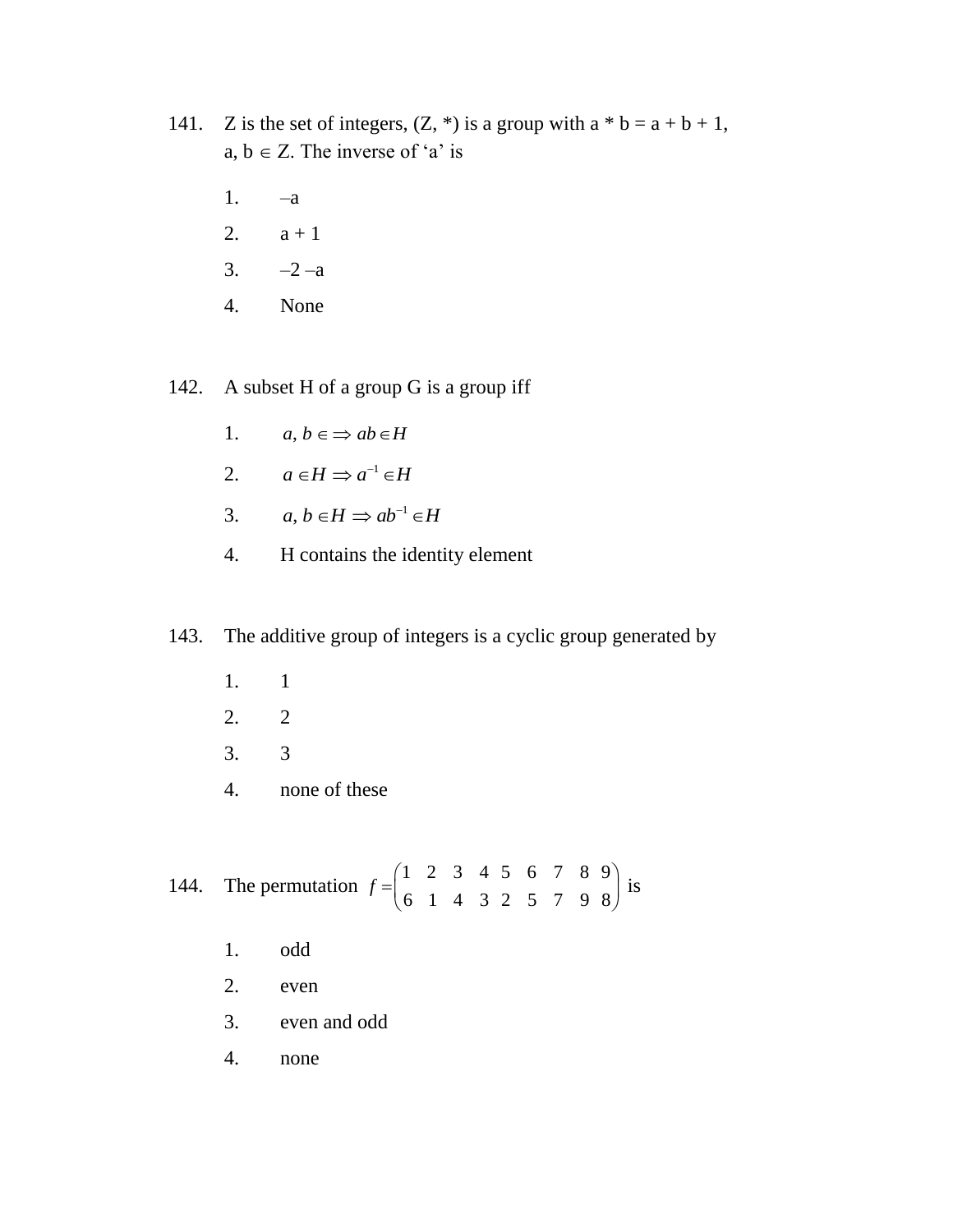141. Z is the set of integers, (Z, *) is a group with a * b = a + b + 1, a, b $\in$ Z. The inverse of 'a' is

1. –a
2. a + 1
3. –2 –a
4. None

142. A subset H of a group G is a group iff

1. $a, b \in \Rightarrow ab \in H$
2. $a \in H \Rightarrow a^{-1} \in H$
3. $a, b \in H \Rightarrow ab^{-1} \in H$
4. H contains the identity element

143. The additive group of integers is a cyclic group generated by

1. 1
2. 2
3. 3
4. none of these

144. The permutation $f = \begin{pmatrix} 1 & 2 & 3 & 4 & 5 & 6 & 7 & 8 & 9 \\ 6 & 1 & 4 & 3 & 2 & 5 & 7 & 9 & 8 \end{pmatrix}$ is

1. odd
2. even
3. even and odd
4. none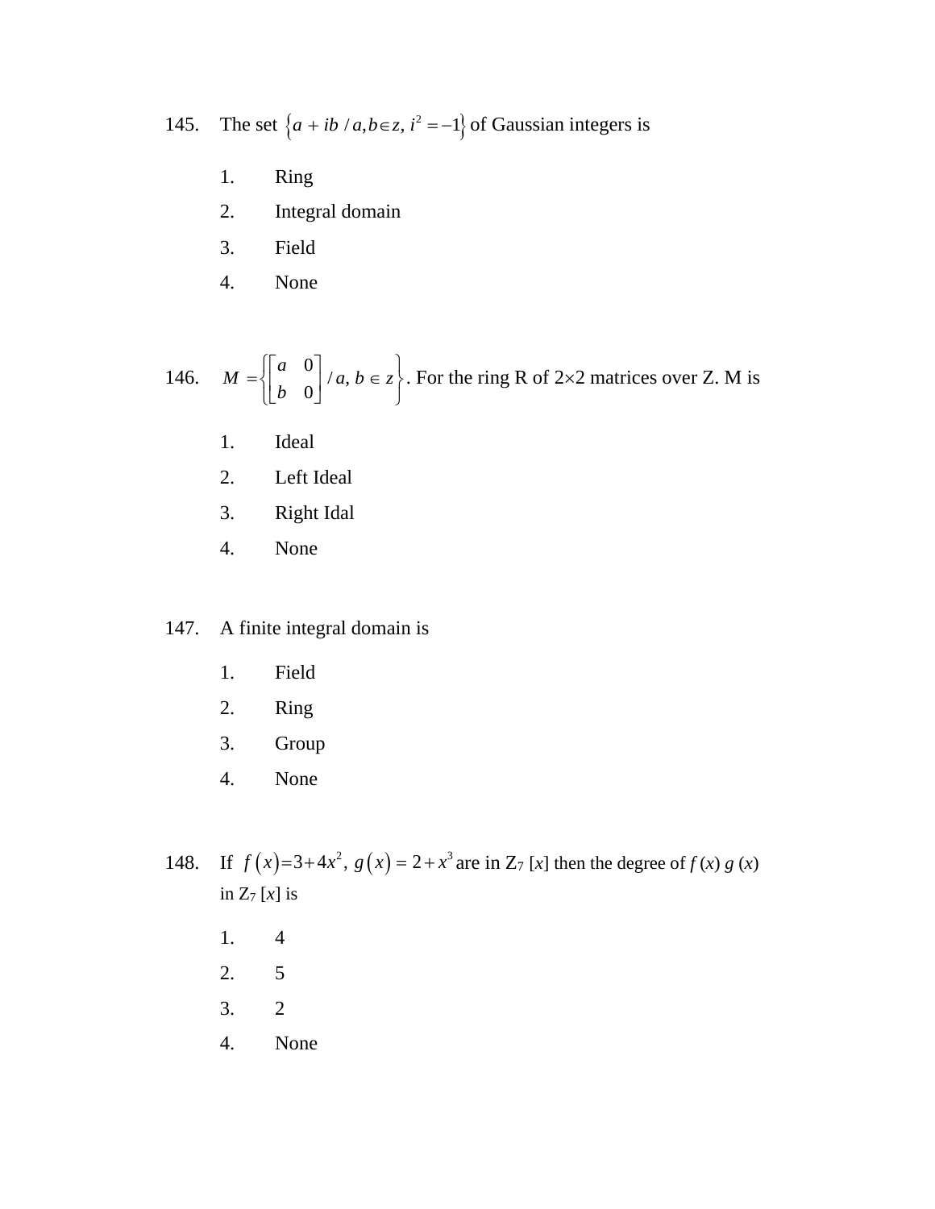145. The set $\{a + ib \,/\, a, b \in z,\ i^2 = -1\}$ of Gaussian integers is

1. Ring
2. Integral domain
3. Field
4. None

146. $M = \left\{ \begin{bmatrix} a & 0 \\ b & 0 \end{bmatrix} / \, a, b \in z \right\}$. For the ring R of 2×2 matrices over Z. M is

1. Ideal
2. Left Ideal
3. Right Idal
4. None

147. A finite integral domain is

1. Field
2. Ring
3. Group
4. None

148. If $f(x) = 3 + 4x^2,\ g(x) = 2 + x^3$ are in $Z_7\,[x]$ then the degree of $f(x)\,g(x)$ in $Z_7\,[x]$ is

1. 4
2. 5
3. 2
4. None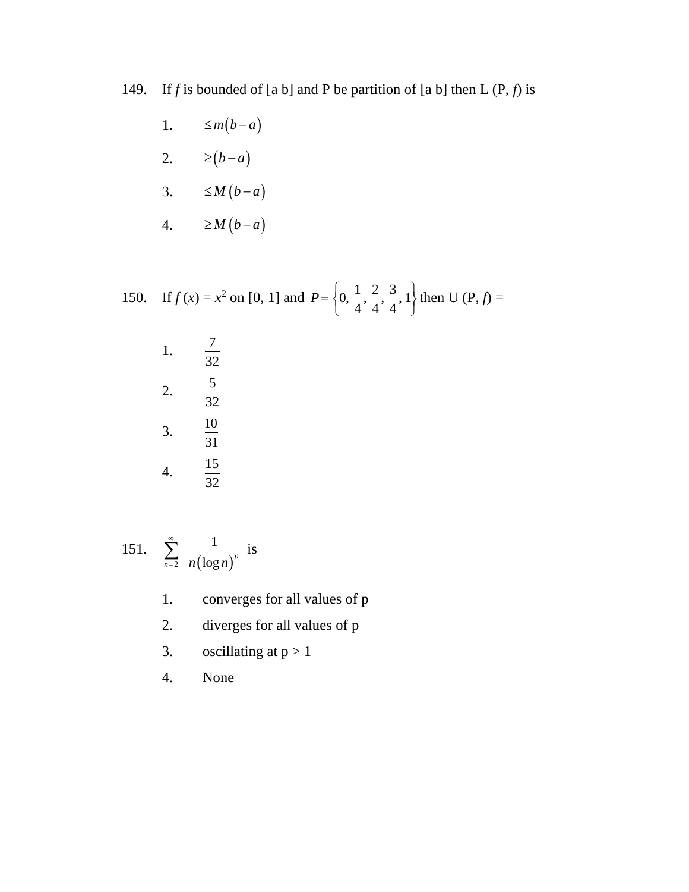149. If *f* is bounded of [a b] and P be partition of [a b] then L (P, *f*) is

1. $\leq m(b-a)$
2. $\geq (b-a)$
3. $\leq M(b-a)$
4. $\geq M(b-a)$

150. If $f(x) = x^2$ on [0, 1] and $P = \left\{0, \frac{1}{4}, \frac{2}{4}, \frac{3}{4}, 1\right\}$ then U (P, *f*) =

1. $\frac{7}{32}$
2. $\frac{5}{32}$
3. $\frac{10}{31}$
4. $\frac{15}{32}$

151. $\sum_{n=2}^{\infty} \frac{1}{n(\log n)^p}$ is

1. converges for all values of p
2. diverges for all values of p
3. oscillating at p > 1
4. None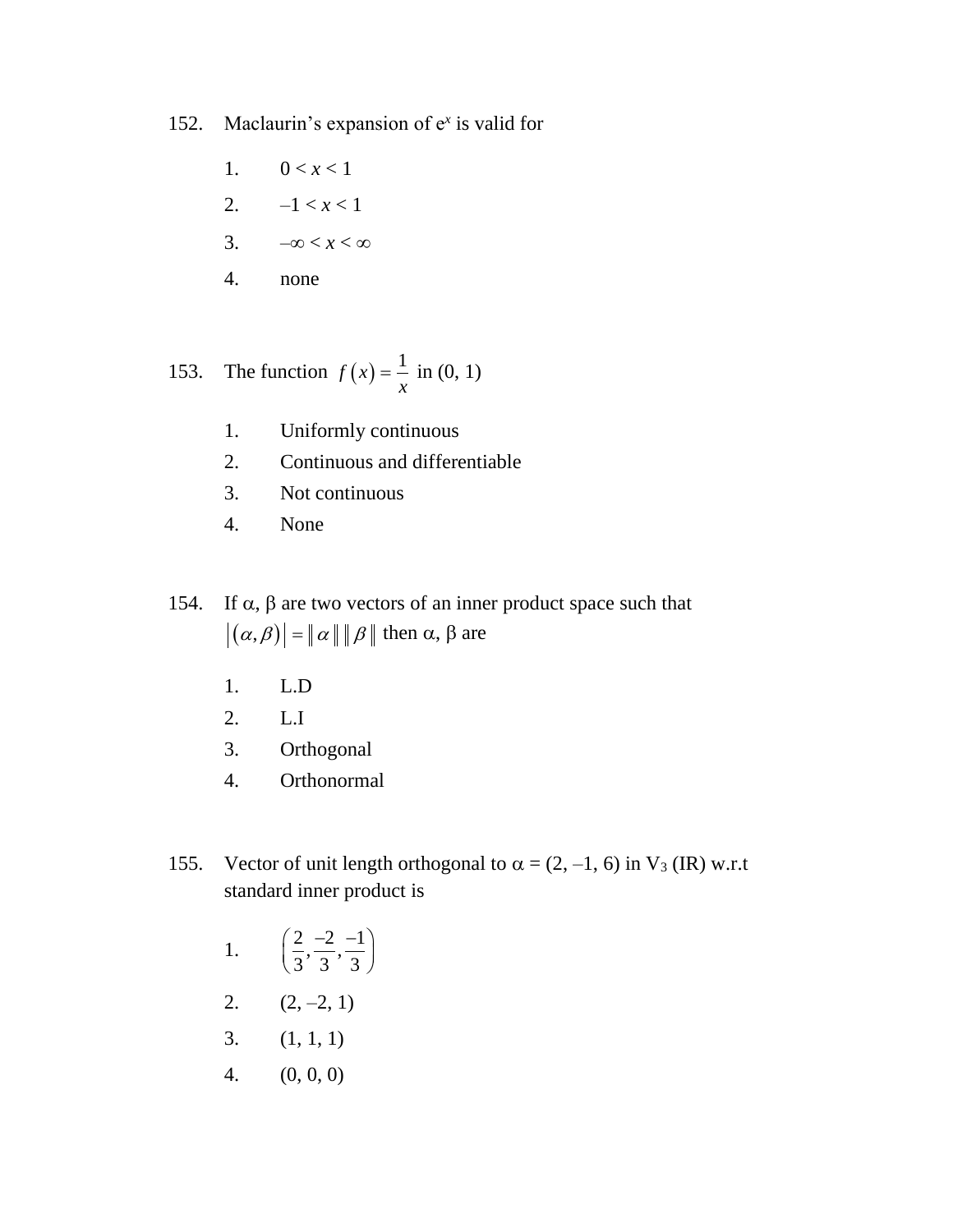152. Maclaurin's expansion of $e^x$ is valid for

1. $0 < x < 1$
2. $-1 < x < 1$
3. $-\infty < x < \infty$
4. none

153. The function $f(x) = \frac{1}{x}$ in (0, 1)

1. Uniformly continuous
2. Continuous and differentiable
3. Not continuous
4. None

154. If $\alpha$, $\beta$ are two vectors of an inner product space such that $|(\alpha, \beta)| = \|\alpha\| \|\beta\|$ then $\alpha$, $\beta$ are

1. L.D
2. L.I
3. Orthogonal
4. Orthonormal

155. Vector of unit length orthogonal to $\alpha = (2, -1, 6)$ in $V_3$ (IR) w.r.t standard inner product is

1. $\left(\frac{2}{3}, \frac{-2}{3}, \frac{-1}{3}\right)$
2. $(2, -2, 1)$
3. $(1, 1, 1)$
4. $(0, 0, 0)$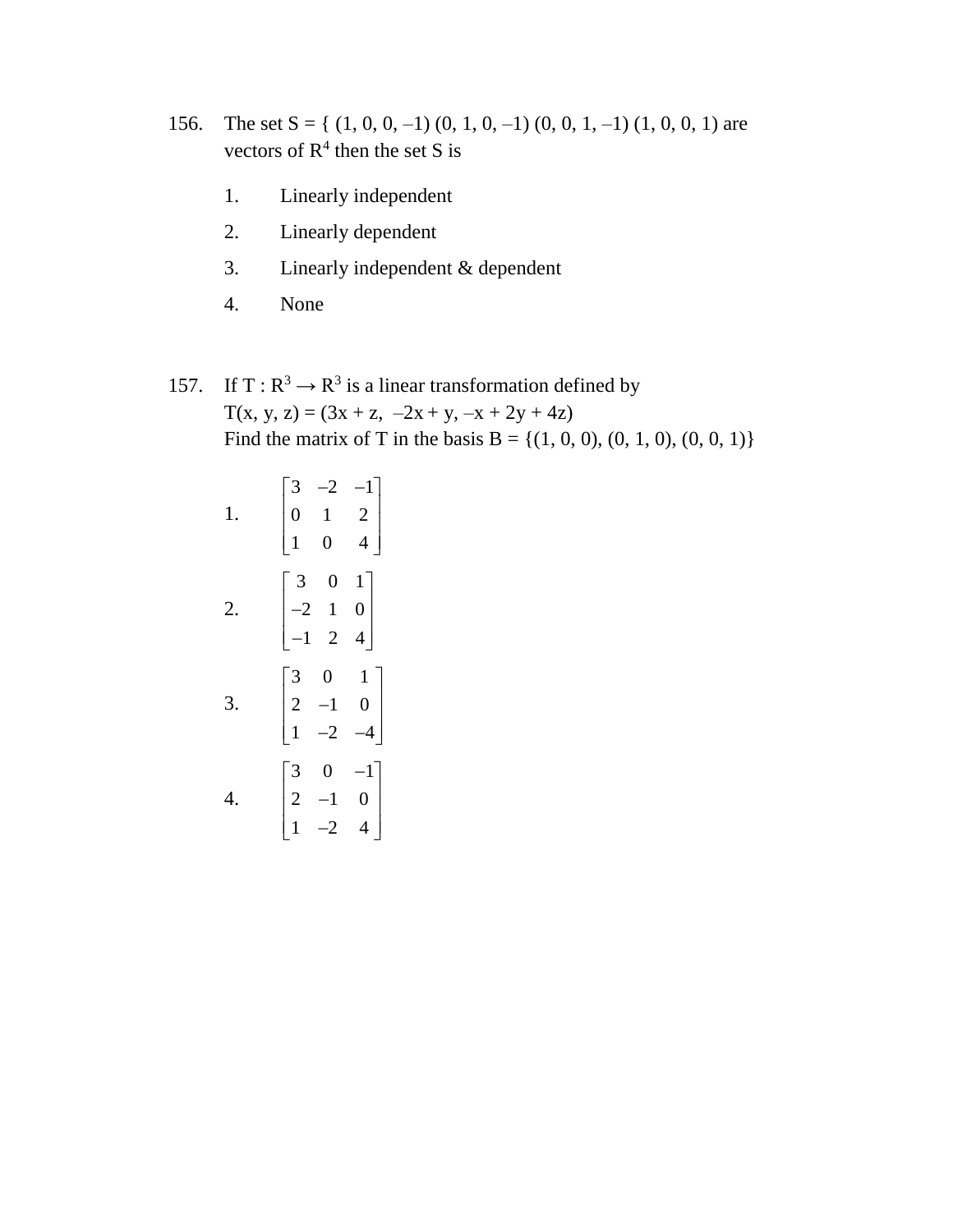156. The set S = { (1, 0, 0, –1) (0, 1, 0, –1) (0, 0, 1, –1) (1, 0, 0, 1) are vectors of $R^4$ then the set S is

1. Linearly independent
2. Linearly dependent
3. Linearly independent & dependent
4. None

157. If $T : R^3 \rightarrow R^3$ is a linear transformation defined by
$T(x, y, z) = (3x + z, \; -2x + y, \; -x + 2y + 4z)$
Find the matrix of T in the basis B = {(1, 0, 0), (0, 1, 0), (0, 0, 1)}

1. $\begin{bmatrix} 3 & -2 & -1 \\ 0 & 1 & 2 \\ 1 & 0 & 4 \end{bmatrix}$

2. $\begin{bmatrix} 3 & 0 & 1 \\ -2 & 1 & 0 \\ -1 & 2 & 4 \end{bmatrix}$

3. $\begin{bmatrix} 3 & 0 & 1 \\ 2 & -1 & 0 \\ 1 & -2 & -4 \end{bmatrix}$

4. $\begin{bmatrix} 3 & 0 & -1 \\ 2 & -1 & 0 \\ 1 & -2 & 4 \end{bmatrix}$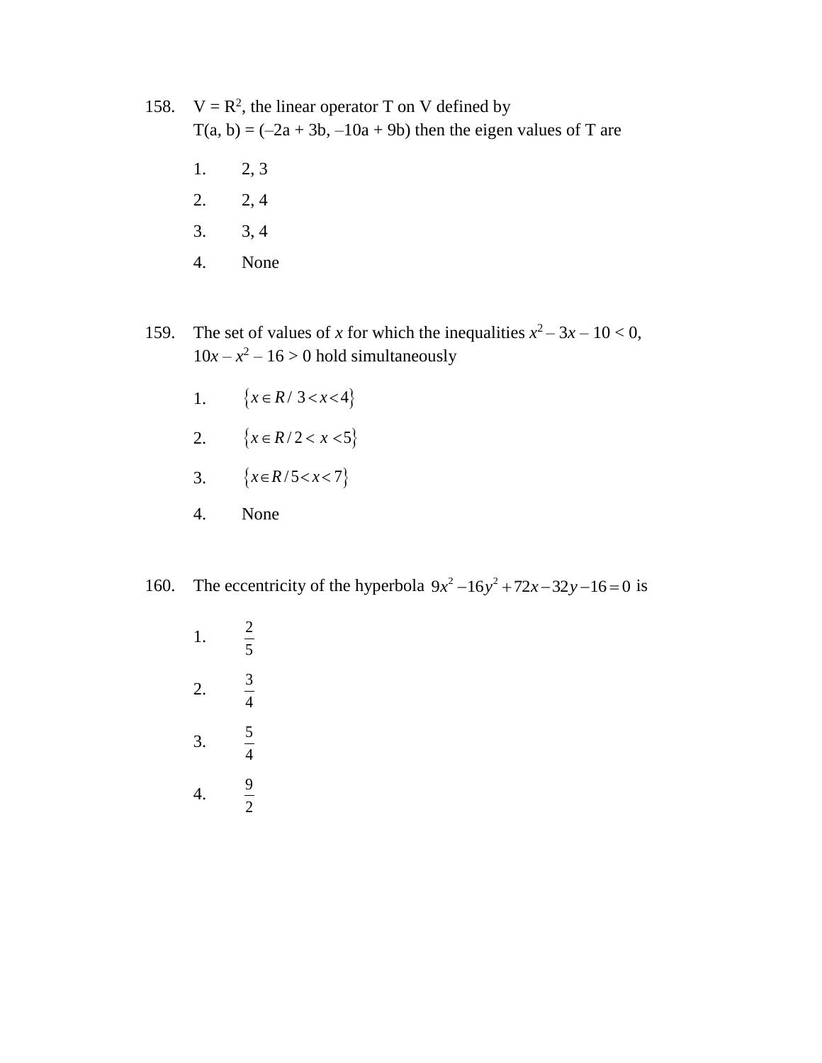158. $V = R^2$, the linear operator T on V defined by
T(a, b) = (–2a + 3b, –10a + 9b) then the eigen values of T are

1. 2, 3
2. 2, 4
3. 3, 4
4. None

159. The set of values of $x$ for which the inequalities $x^2 - 3x - 10 < 0$, $10x - x^2 - 16 > 0$ hold simultaneously

1. $\{x \in R / 3 < x < 4\}$
2. $\{x \in R / 2 < x < 5\}$
3. $\{x \in R / 5 < x < 7\}$
4. None

160. The eccentricity of the hyperbola $9x^2 - 16y^2 + 72x - 32y - 16 = 0$ is

1. $\frac{2}{5}$
2. $\frac{3}{4}$
3. $\frac{5}{4}$
4. $\frac{9}{2}$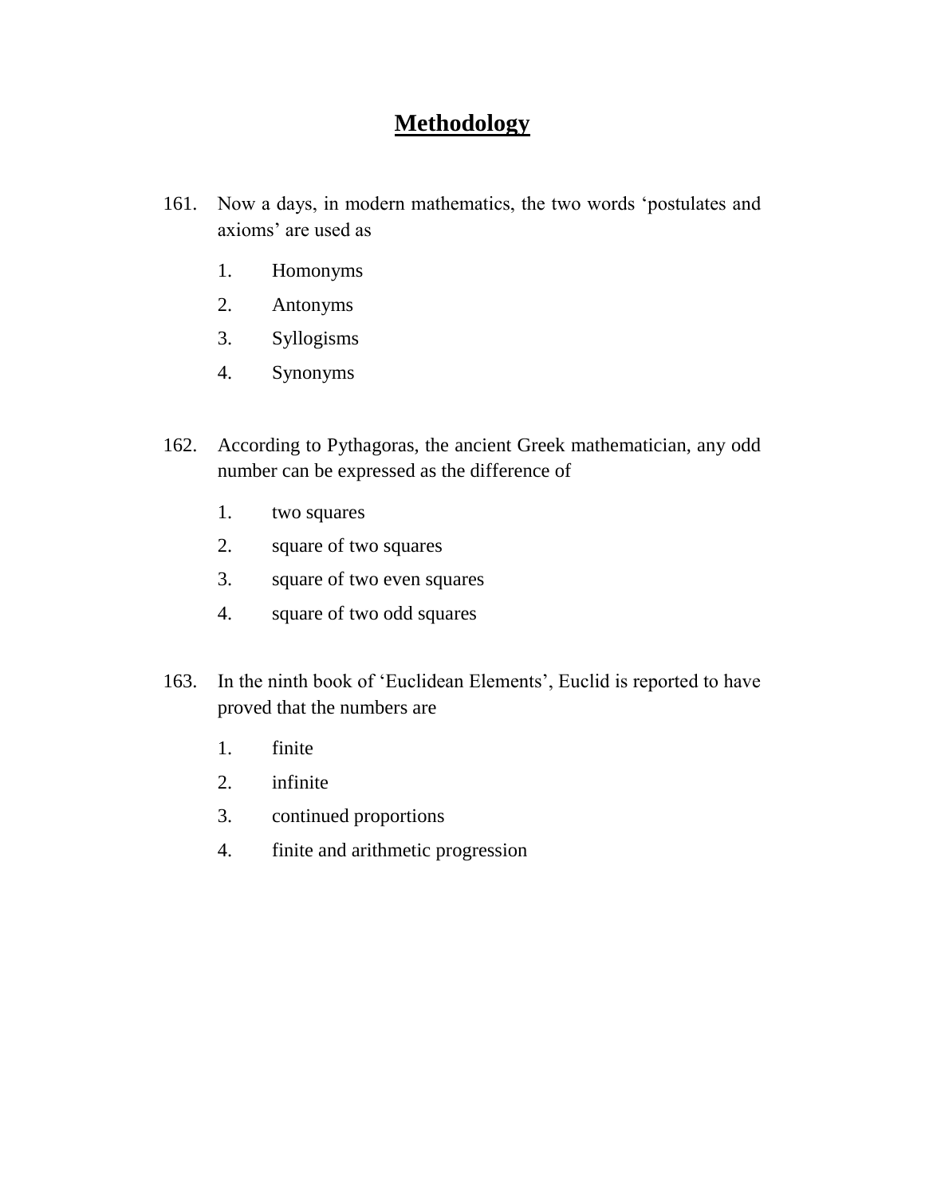# Methodology

161. Now a days, in modern mathematics, the two words 'postulates and axioms' are used as

   1. Homonyms
   2. Antonyms
   3. Syllogisms
   4. Synonyms

162. According to Pythagoras, the ancient Greek mathematician, any odd number can be expressed as the difference of

   1. two squares
   2. square of two squares
   3. square of two even squares
   4. square of two odd squares

163. In the ninth book of 'Euclidean Elements', Euclid is reported to have proved that the numbers are

   1. finite
   2. infinite
   3. continued proportions
   4. finite and arithmetic progression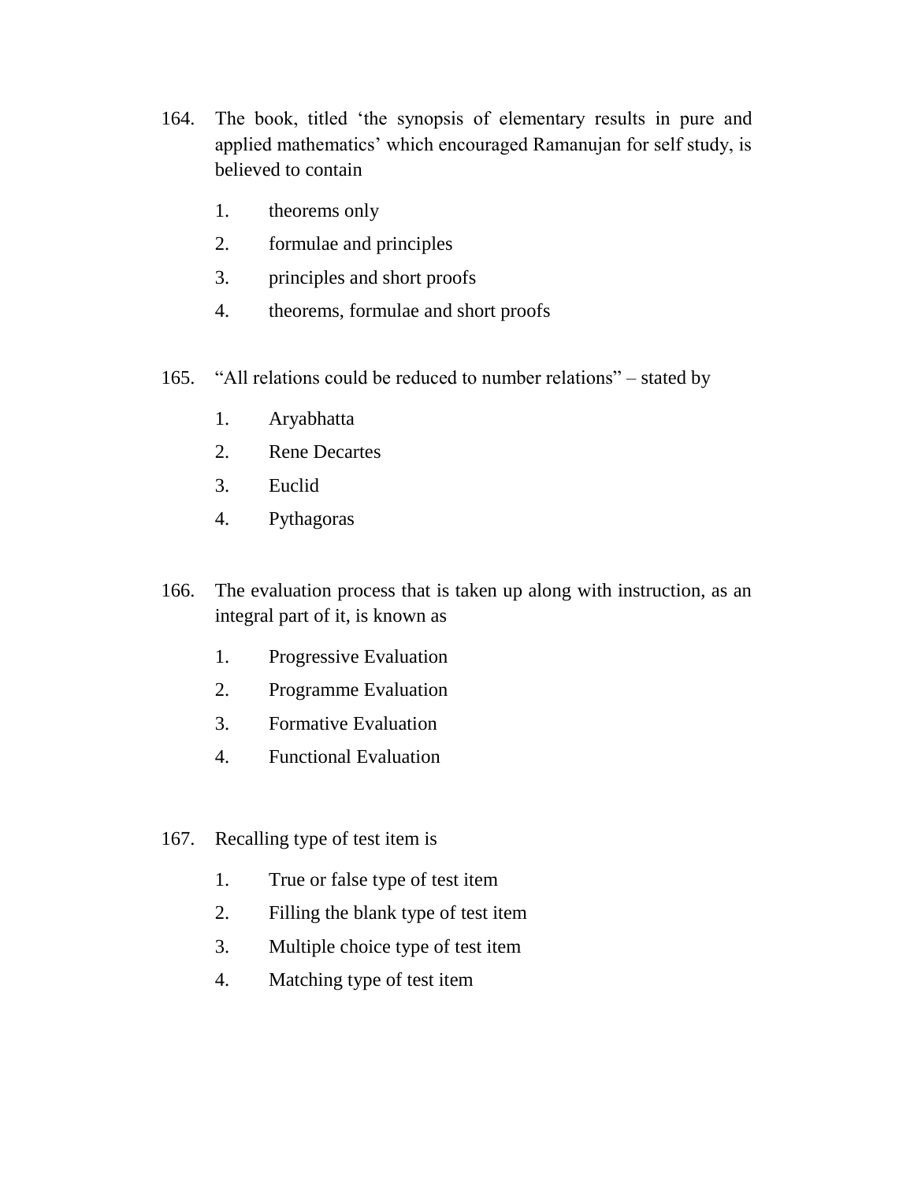164. The book, titled 'the synopsis of elementary results in pure and applied mathematics' which encouraged Ramanujan for self study, is believed to contain

   1. theorems only
   2. formulae and principles
   3. principles and short proofs
   4. theorems, formulae and short proofs

165. "All relations could be reduced to number relations" – stated by

   1. Aryabhatta
   2. Rene Decartes
   3. Euclid
   4. Pythagoras

166. The evaluation process that is taken up along with instruction, as an integral part of it, is known as

   1. Progressive Evaluation
   2. Programme Evaluation
   3. Formative Evaluation
   4. Functional Evaluation

167. Recalling type of test item is

   1. True or false type of test item
   2. Filling the blank type of test item
   3. Multiple choice type of test item
   4. Matching type of test item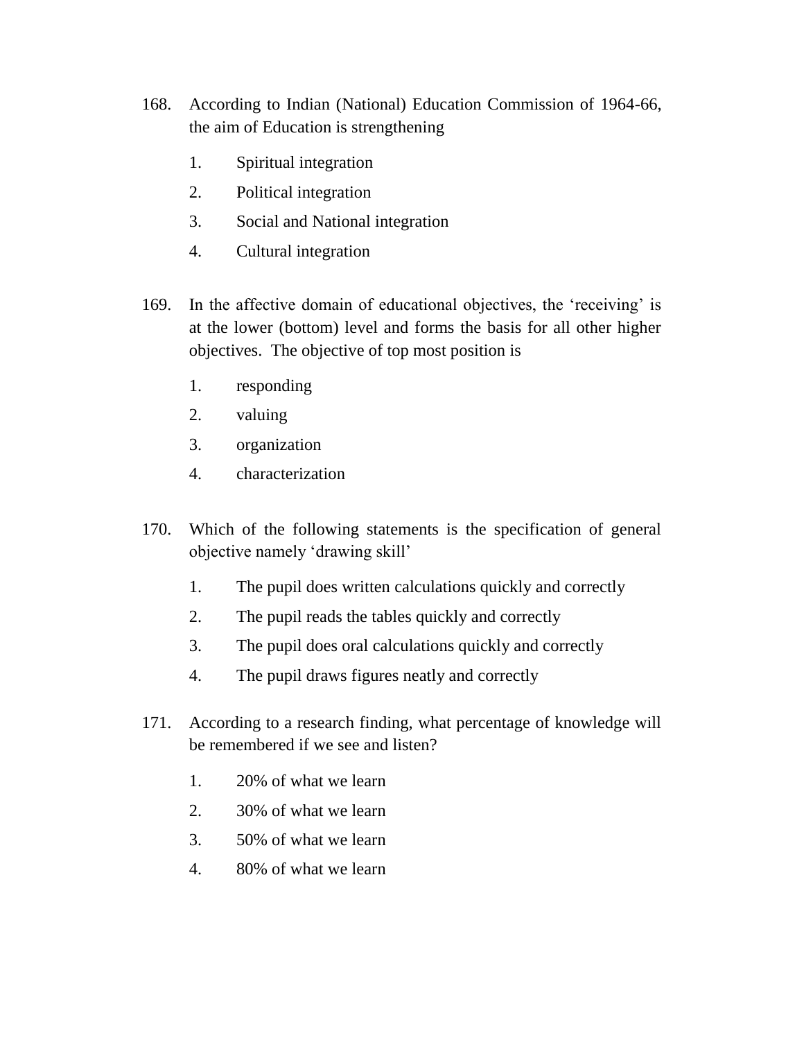168. According to Indian (National) Education Commission of 1964-66, the aim of Education is strengthening

   1. Spiritual integration
   2. Political integration
   3. Social and National integration
   4. Cultural integration

169. In the affective domain of educational objectives, the 'receiving' is at the lower (bottom) level and forms the basis for all other higher objectives. The objective of top most position is

   1. responding
   2. valuing
   3. organization
   4. characterization

170. Which of the following statements is the specification of general objective namely 'drawing skill'

   1. The pupil does written calculations quickly and correctly
   2. The pupil reads the tables quickly and correctly
   3. The pupil does oral calculations quickly and correctly
   4. The pupil draws figures neatly and correctly

171. According to a research finding, what percentage of knowledge will be remembered if we see and listen?

   1. 20% of what we learn
   2. 30% of what we learn
   3. 50% of what we learn
   4. 80% of what we learn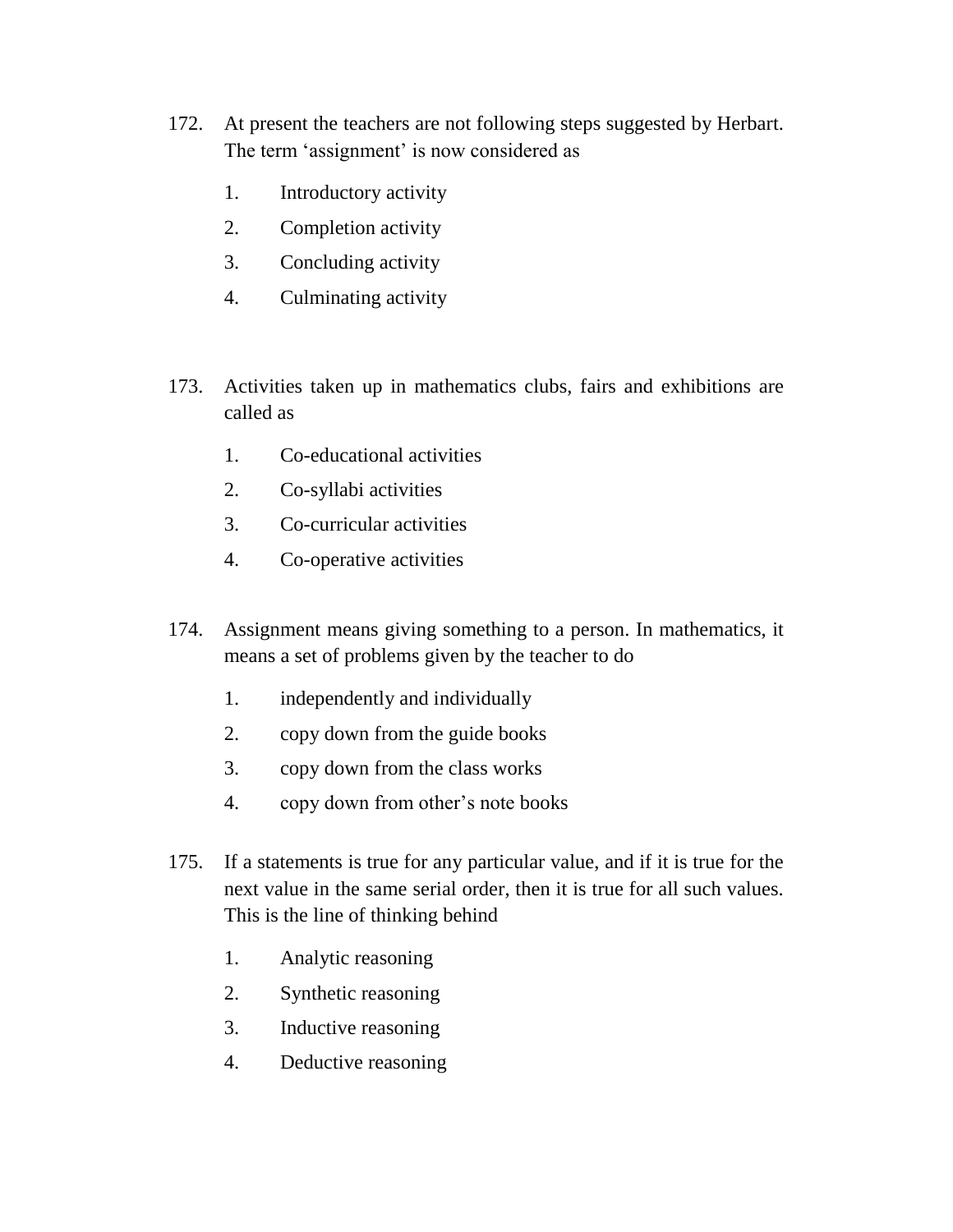172. At present the teachers are not following steps suggested by Herbart. The term ‘assignment’ is now considered as

   1. Introductory activity
   2. Completion activity
   3. Concluding activity
   4. Culminating activity

173. Activities taken up in mathematics clubs, fairs and exhibitions are called as

   1. Co-educational activities
   2. Co-syllabi activities
   3. Co-curricular activities
   4. Co-operative activities

174. Assignment means giving something to a person. In mathematics, it means a set of problems given by the teacher to do

   1. independently and individually
   2. copy down from the guide books
   3. copy down from the class works
   4. copy down from other’s note books

175. If a statements is true for any particular value, and if it is true for the next value in the same serial order, then it is true for all such values. This is the line of thinking behind

   1. Analytic reasoning
   2. Synthetic reasoning
   3. Inductive reasoning
   4. Deductive reasoning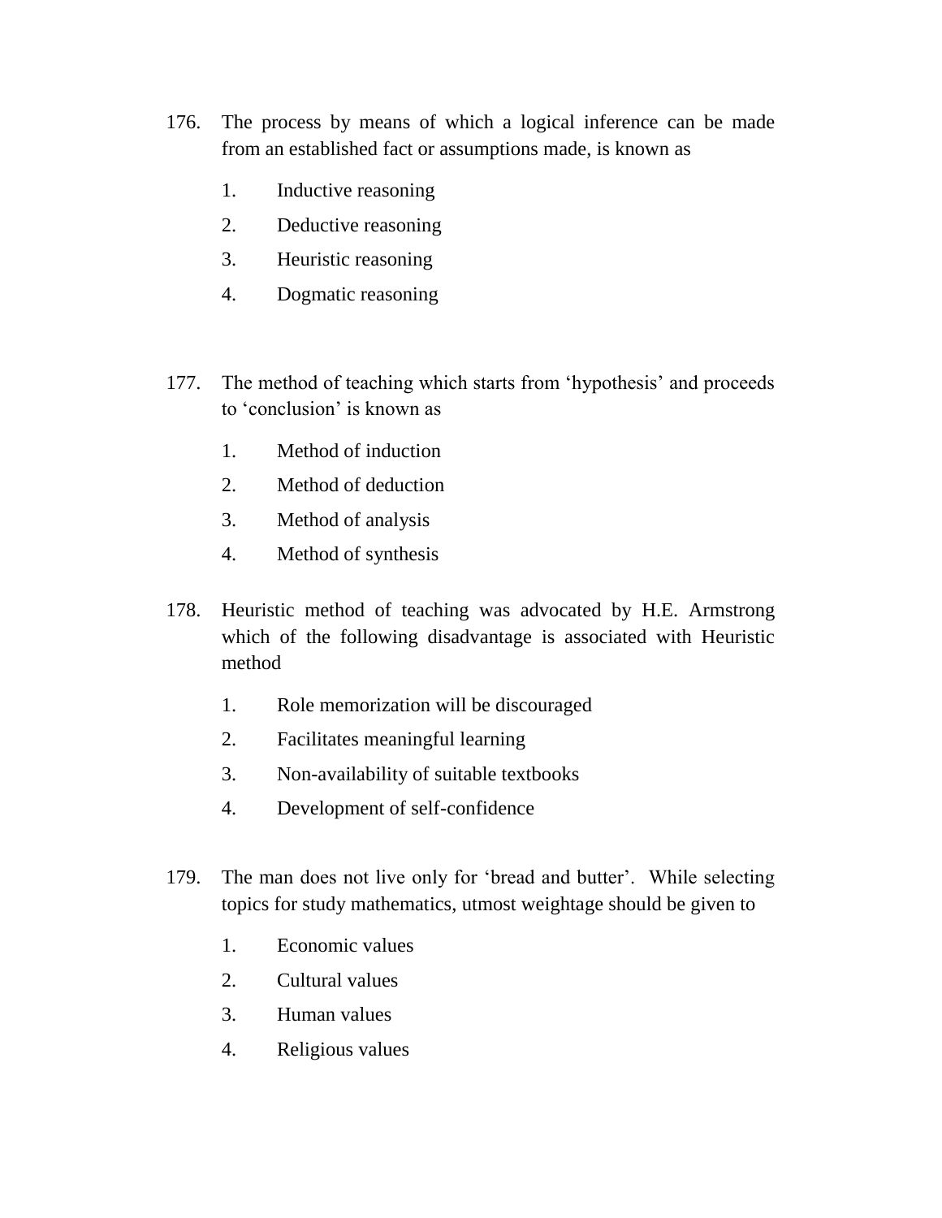176. The process by means of which a logical inference can be made from an established fact or assumptions made, is known as

   1. Inductive reasoning
   2. Deductive reasoning
   3. Heuristic reasoning
   4. Dogmatic reasoning

177. The method of teaching which starts from ‘hypothesis’ and proceeds to ‘conclusion’ is known as

   1. Method of induction
   2. Method of deduction
   3. Method of analysis
   4. Method of synthesis

178. Heuristic method of teaching was advocated by H.E. Armstrong which of the following disadvantage is associated with Heuristic method

   1. Role memorization will be discouraged
   2. Facilitates meaningful learning
   3. Non-availability of suitable textbooks
   4. Development of self-confidence

179. The man does not live only for ‘bread and butter’. While selecting topics for study mathematics, utmost weightage should be given to

   1. Economic values
   2. Cultural values
   3. Human values
   4. Religious values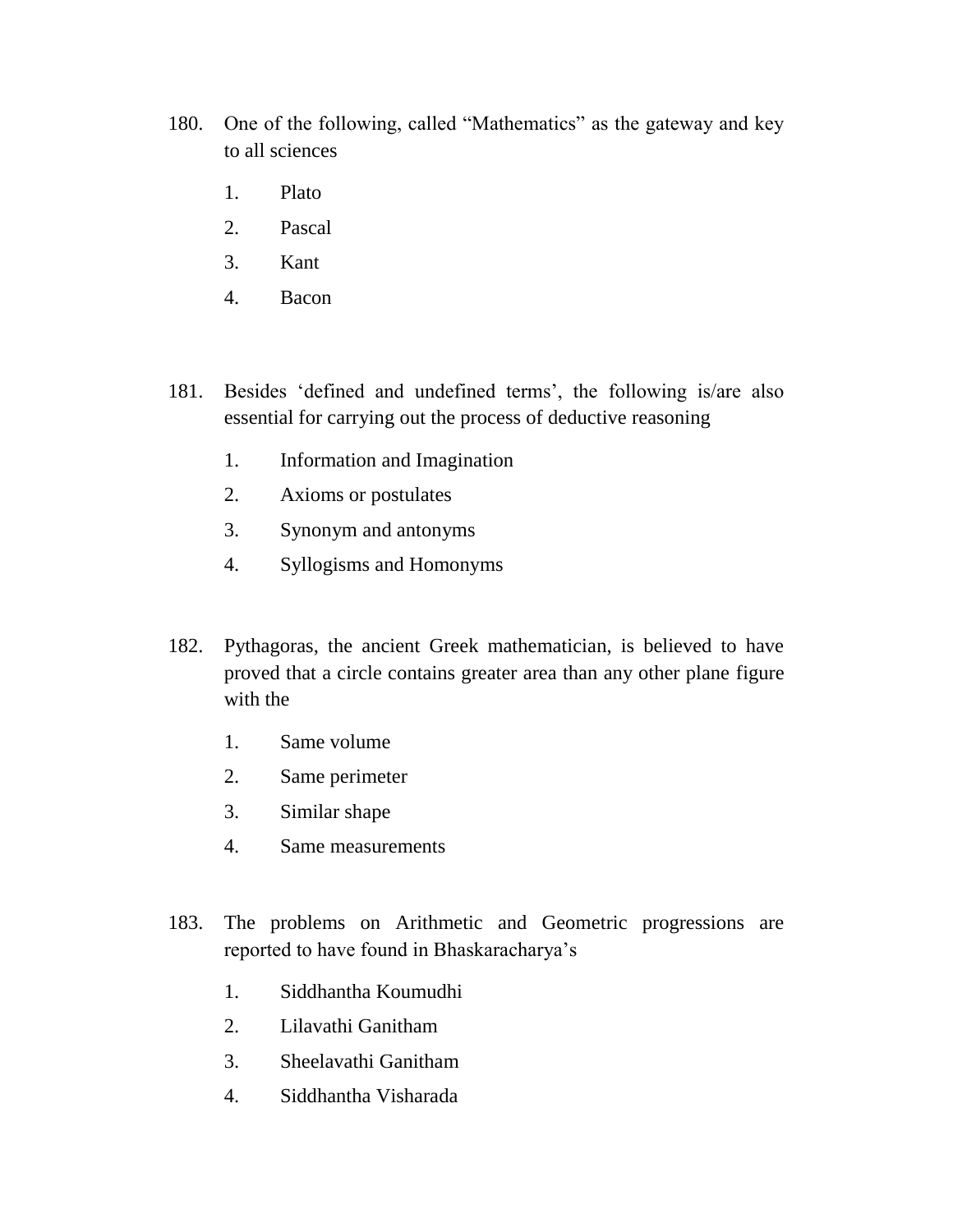180. One of the following, called “Mathematics” as the gateway and key to all sciences

    1. Plato
    2. Pascal
    3. Kant
    4. Bacon

181. Besides ‘defined and undefined terms’, the following is/are also essential for carrying out the process of deductive reasoning

    1. Information and Imagination
    2. Axioms or postulates
    3. Synonym and antonyms
    4. Syllogisms and Homonyms

182. Pythagoras, the ancient Greek mathematician, is believed to have proved that a circle contains greater area than any other plane figure with the

    1. Same volume
    2. Same perimeter
    3. Similar shape
    4. Same measurements

183. The problems on Arithmetic and Geometric progressions are reported to have found in Bhaskaracharya’s

    1. Siddhantha Koumudhi
    2. Lilavathi Ganitham
    3. Sheelavathi Ganitham
    4. Siddhantha Visharada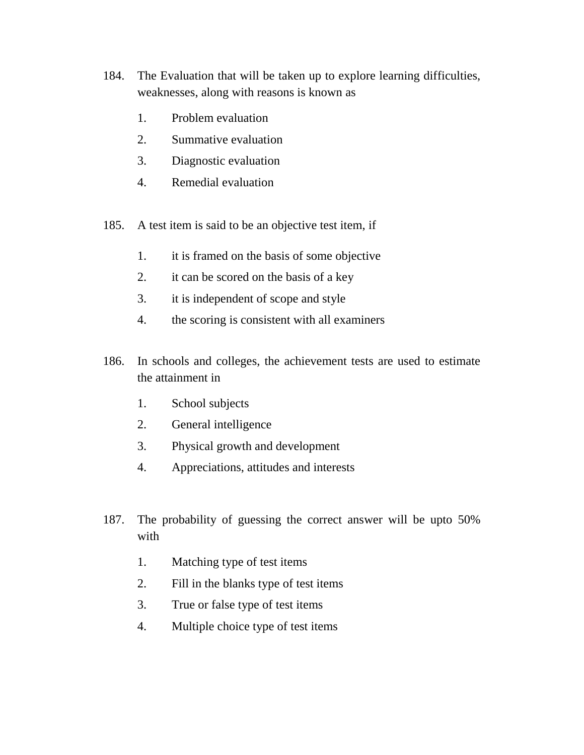184. The Evaluation that will be taken up to explore learning difficulties, weaknesses, along with reasons is known as

    1. Problem evaluation
    2. Summative evaluation
    3. Diagnostic evaluation
    4. Remedial evaluation

185. A test item is said to be an objective test item, if

    1. it is framed on the basis of some objective
    2. it can be scored on the basis of a key
    3. it is independent of scope and style
    4. the scoring is consistent with all examiners

186. In schools and colleges, the achievement tests are used to estimate the attainment in

    1. School subjects
    2. General intelligence
    3. Physical growth and development
    4. Appreciations, attitudes and interests

187. The probability of guessing the correct answer will be upto 50% with

    1. Matching type of test items
    2. Fill in the blanks type of test items
    3. True or false type of test items
    4. Multiple choice type of test items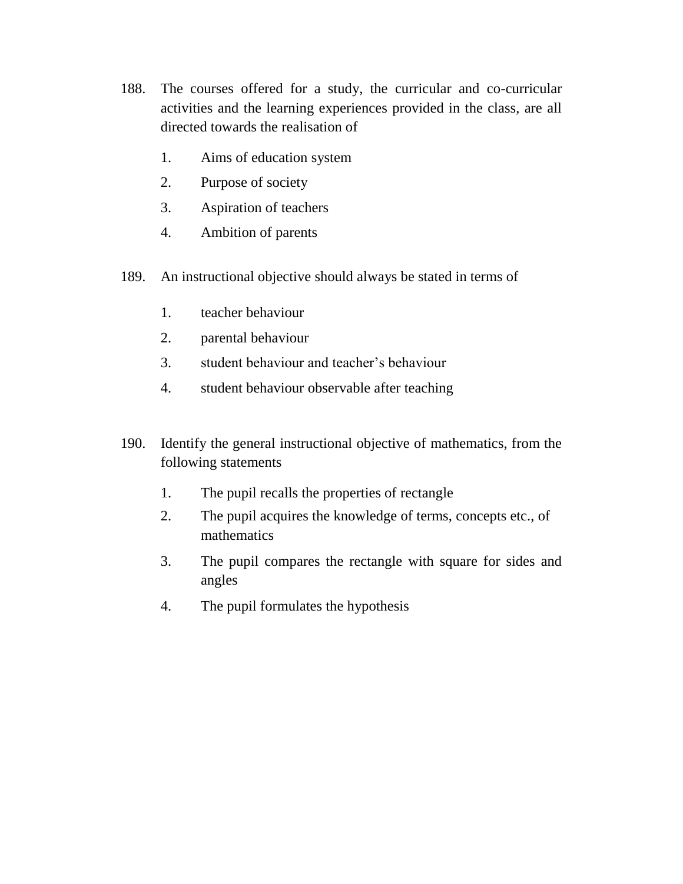188. The courses offered for a study, the curricular and co-curricular activities and the learning experiences provided in the class, are all directed towards the realisation of

   1. Aims of education system
   2. Purpose of society
   3. Aspiration of teachers
   4. Ambition of parents

189. An instructional objective should always be stated in terms of

   1. teacher behaviour
   2. parental behaviour
   3. student behaviour and teacher's behaviour
   4. student behaviour observable after teaching

190. Identify the general instructional objective of mathematics, from the following statements

   1. The pupil recalls the properties of rectangle
   2. The pupil acquires the knowledge of terms, concepts etc., of mathematics
   3. The pupil compares the rectangle with square for sides and angles
   4. The pupil formulates the hypothesis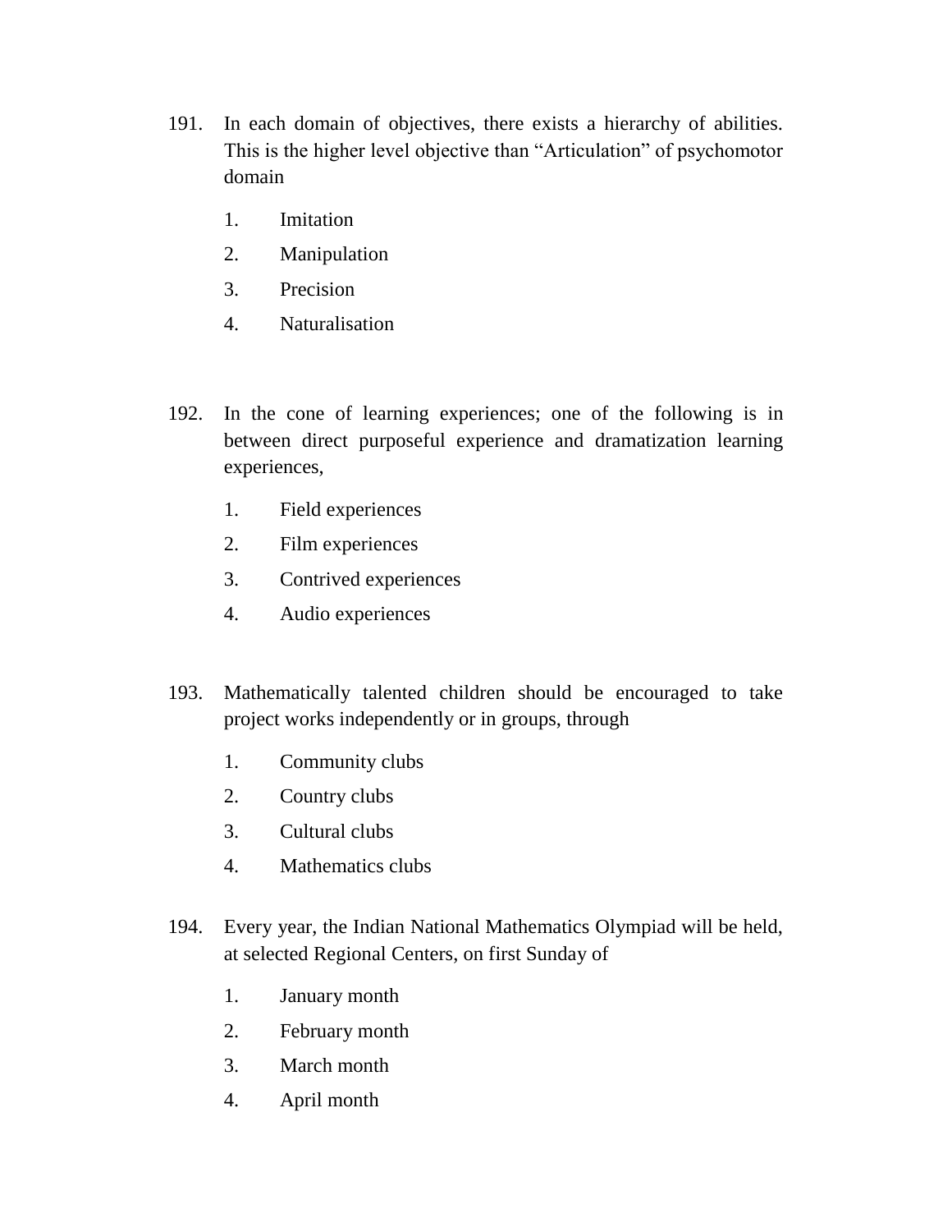191. In each domain of objectives, there exists a hierarchy of abilities. This is the higher level objective than “Articulation” of psychomotor domain

    1. Imitation
    2. Manipulation
    3. Precision
    4. Naturalisation

192. In the cone of learning experiences; one of the following is in between direct purposeful experience and dramatization learning experiences,

    1. Field experiences
    2. Film experiences
    3. Contrived experiences
    4. Audio experiences

193. Mathematically talented children should be encouraged to take project works independently or in groups, through

    1. Community clubs
    2. Country clubs
    3. Cultural clubs
    4. Mathematics clubs

194. Every year, the Indian National Mathematics Olympiad will be held, at selected Regional Centers, on first Sunday of

    1. January month
    2. February month
    3. March month
    4. April month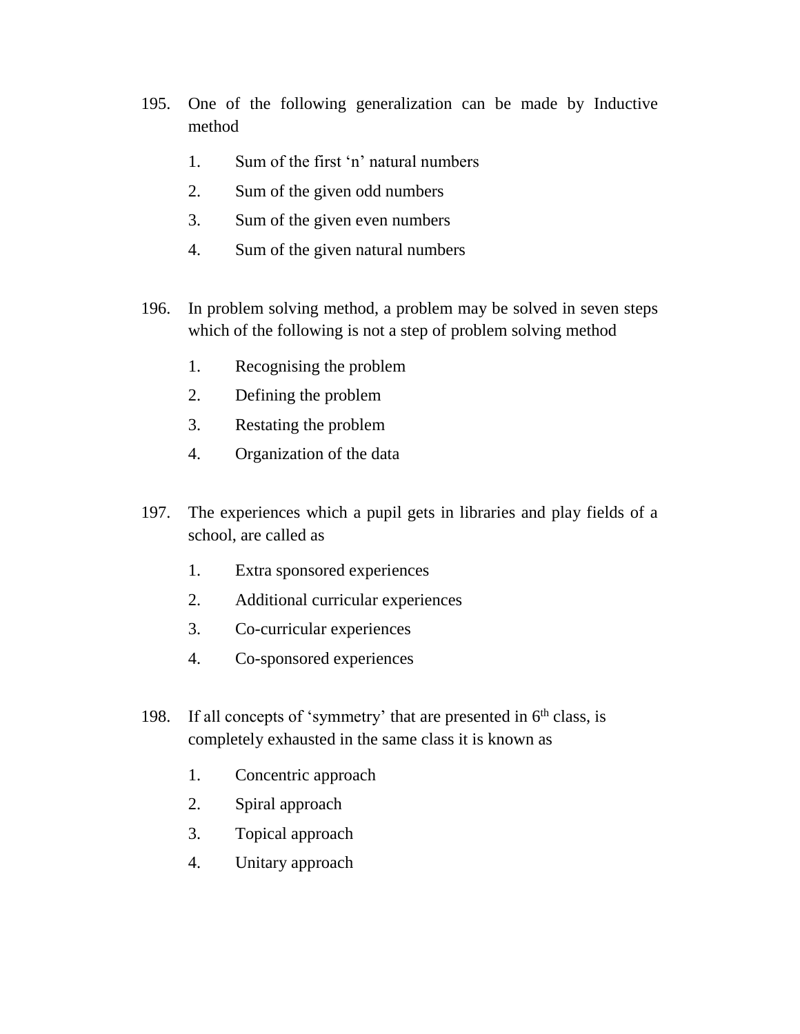195. One of the following generalization can be made by Inductive method

   1. Sum of the first ‘n’ natural numbers
   2. Sum of the given odd numbers
   3. Sum of the given even numbers
   4. Sum of the given natural numbers

196. In problem solving method, a problem may be solved in seven steps which of the following is not a step of problem solving method

   1. Recognising the problem
   2. Defining the problem
   3. Restating the problem
   4. Organization of the data

197. The experiences which a pupil gets in libraries and play fields of a school, are called as

   1. Extra sponsored experiences
   2. Additional curricular experiences
   3. Co-curricular experiences
   4. Co-sponsored experiences

198. If all concepts of ‘symmetry’ that are presented in 6th class, is completely exhausted in the same class it is known as

   1. Concentric approach
   2. Spiral approach
   3. Topical approach
   4. Unitary approach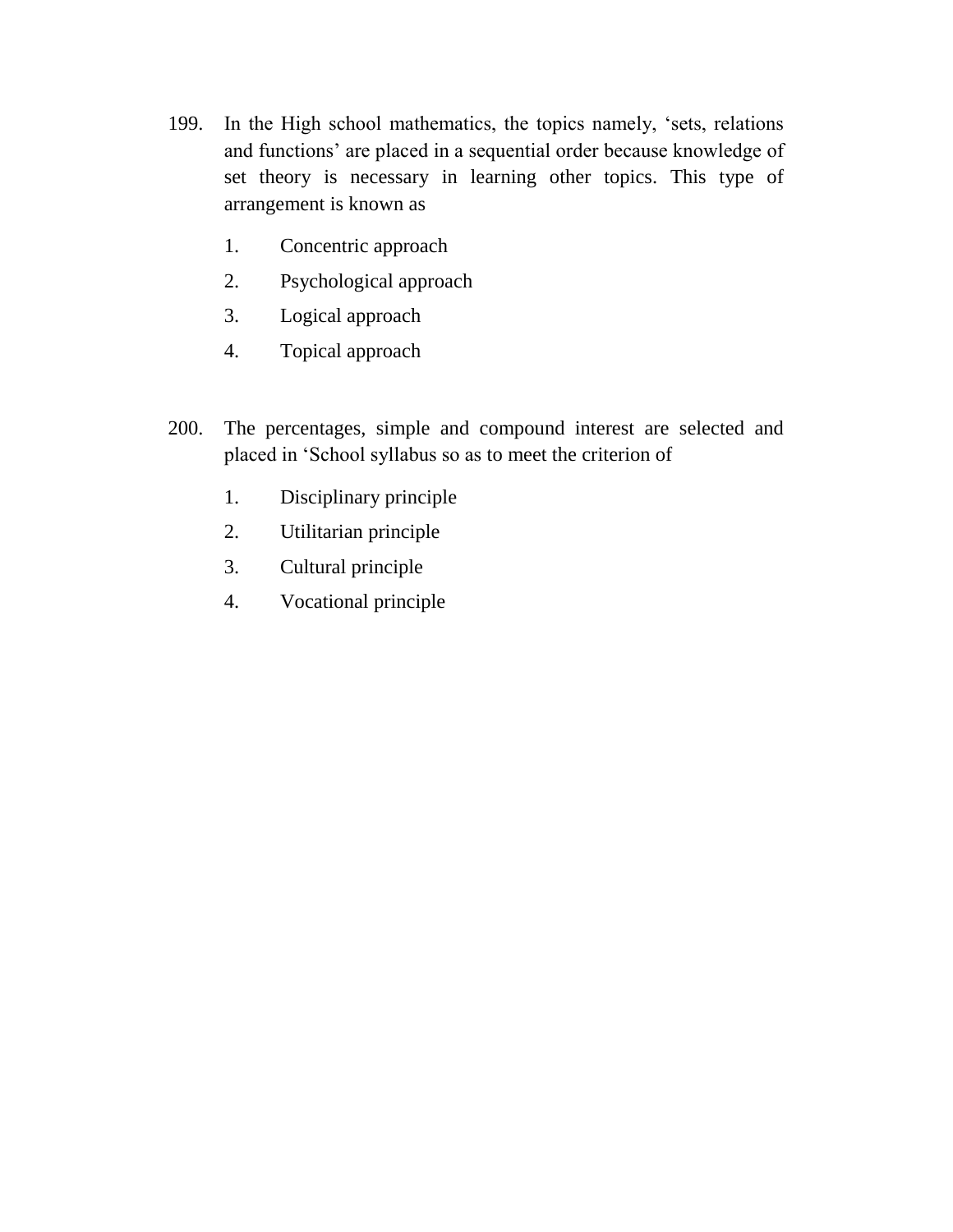199. In the High school mathematics, the topics namely, 'sets, relations and functions' are placed in a sequential order because knowledge of set theory is necessary in learning other topics. This type of arrangement is known as

   1. Concentric approach
   2. Psychological approach
   3. Logical approach
   4. Topical approach

200. The percentages, simple and compound interest are selected and placed in 'School syllabus so as to meet the criterion of

   1. Disciplinary principle
   2. Utilitarian principle
   3. Cultural principle
   4. Vocational principle